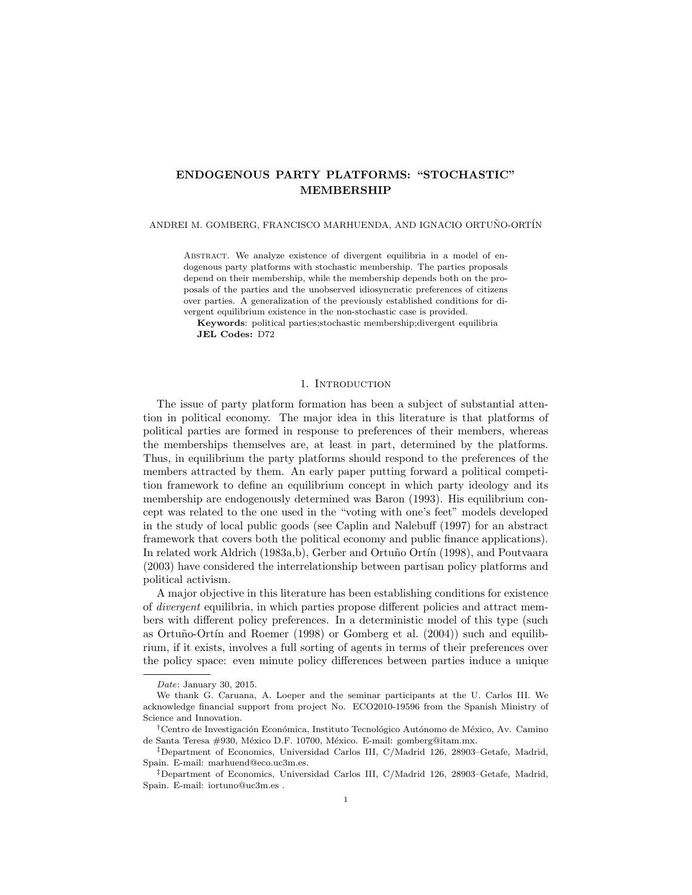# ENDOGENOUS PARTY PLATFORMS: "STOCHASTIC" MEMBERSHIP

ANDREI M. GOMBERG, FRANCISCO MARHUENDA, AND IGNACIO ORTUÑO-ORTÍN

Abstract. We analyze existence of divergent equilibria in a model of endogenous party platforms with stochastic membership. The parties proposals depend on their membership, while the membership depends both on the proposals of the parties and the unobserved idiosyncratic preferences of citizens over parties. A generalization of the previously established conditions for divergent equilibrium existence in the non-stochastic case is provided.

**Keywords**: political parties;stochastic membership;divergent equilibria

**JEL Codes:** D72

## 1. Introduction

The issue of party platform formation has been a subject of substantial attention in political economy. The major idea in this literature is that platforms of political parties are formed in response to preferences of their members, whereas the memberships themselves are, at least in part, determined by the platforms. Thus, in equilibrium the party platforms should respond to the preferences of the members attracted by them. An early paper putting forward a political competition framework to define an equilibrium concept in which party ideology and its membership are endogenously determined was Baron (1993). His equilibrium concept was related to the one used in the "voting with one's feet" models developed in the study of local public goods (see Caplin and Nalebuff (1997) for an abstract framework that covers both the political economy and public finance applications). In related work Aldrich (1983a,b), Gerber and Ortuño Ortín (1998), and Poutvaara (2003) have considered the interrelationship between partisan policy platforms and political activism.

A major objective in this literature has been establishing conditions for existence of *divergent* equilibria, in which parties propose different policies and attract members with different policy preferences. In a deterministic model of this type (such as Ortuño-Ortín and Roemer (1998) or Gomberg et al. (2004)) such and equilibrium, if it exists, involves a full sorting of agents in terms of their preferences over the policy space: even minute policy differences between parties induce a unique

---

*Date*: January 30, 2015.

We thank G. Caruana, A. Loeper and the seminar participants at the U. Carlos III. We acknowledge financial support from project No. ECO2010-19596 from the Spanish Ministry of Science and Innovation.

[†]Centro de Investigación Económica, Instituto Tecnológico Autónomo de México, Av. Camino de Santa Teresa #930, México D.F. 10700, México. E-mail: gomberg@itam.mx.

[‡]Department of Economics, Universidad Carlos III, C/Madrid 126, 28903–Getafe, Madrid, Spain. E-mail: marhuend@eco.uc3m.es.

[‡]Department of Economics, Universidad Carlos III, C/Madrid 126, 28903–Getafe, Madrid, Spain. E-mail: iortuno@uc3m.es .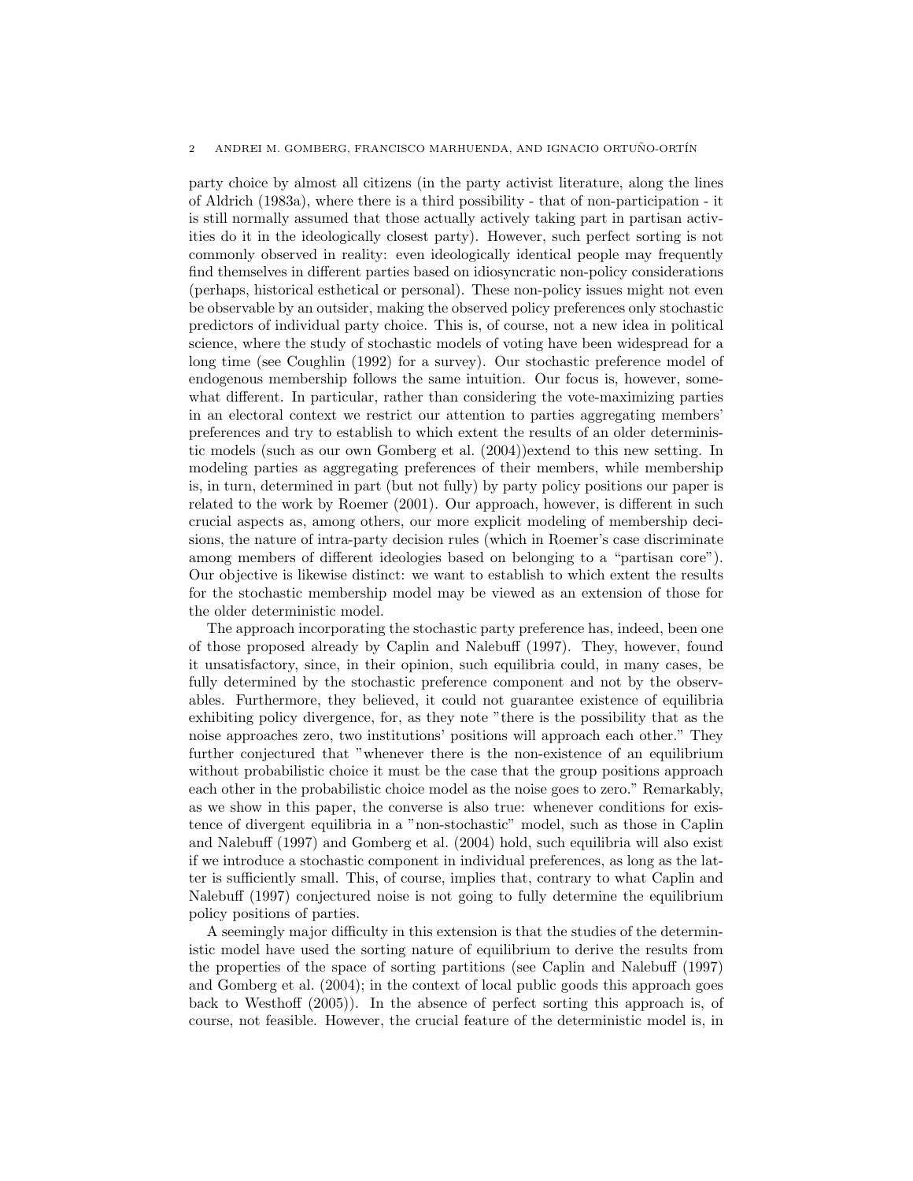party choice by almost all citizens (in the party activist literature, along the lines of Aldrich (1983a), where there is a third possibility - that of non-participation - it is still normally assumed that those actually actively taking part in partisan activities do it in the ideologically closest party). However, such perfect sorting is not commonly observed in reality: even ideologically identical people may frequently find themselves in different parties based on idiosyncratic non-policy considerations (perhaps, historical esthetical or personal). These non-policy issues might not even be observable by an outsider, making the observed policy preferences only stochastic predictors of individual party choice. This is, of course, not a new idea in political science, where the study of stochastic models of voting have been widespread for a long time (see Coughlin (1992) for a survey). Our stochastic preference model of endogenous membership follows the same intuition. Our focus is, however, somewhat different. In particular, rather than considering the vote-maximizing parties in an electoral context we restrict our attention to parties aggregating members' preferences and try to establish to which extent the results of an older deterministic models (such as our own Gomberg et al. (2004))extend to this new setting. In modeling parties as aggregating preferences of their members, while membership is, in turn, determined in part (but not fully) by party policy positions our paper is related to the work by Roemer (2001). Our approach, however, is different in such crucial aspects as, among others, our more explicit modeling of membership decisions, the nature of intra-party decision rules (which in Roemer's case discriminate among members of different ideologies based on belonging to a "partisan core"). Our objective is likewise distinct: we want to establish to which extent the results for the stochastic membership model may be viewed as an extension of those for the older deterministic model.

The approach incorporating the stochastic party preference has, indeed, been one of those proposed already by Caplin and Nalebuff (1997). They, however, found it unsatisfactory, since, in their opinion, such equilibria could, in many cases, be fully determined by the stochastic preference component and not by the observables. Furthermore, they believed, it could not guarantee existence of equilibria exhibiting policy divergence, for, as they note "there is the possibility that as the noise approaches zero, two institutions' positions will approach each other." They further conjectured that "whenever there is the non-existence of an equilibrium without probabilistic choice it must be the case that the group positions approach each other in the probabilistic choice model as the noise goes to zero." Remarkably, as we show in this paper, the converse is also true: whenever conditions for existence of divergent equilibria in a "non-stochastic" model, such as those in Caplin and Nalebuff (1997) and Gomberg et al. (2004) hold, such equilibria will also exist if we introduce a stochastic component in individual preferences, as long as the latter is sufficiently small. This, of course, implies that, contrary to what Caplin and Nalebuff (1997) conjectured noise is not going to fully determine the equilibrium policy positions of parties.

A seemingly major difficulty in this extension is that the studies of the deterministic model have used the sorting nature of equilibrium to derive the results from the properties of the space of sorting partitions (see Caplin and Nalebuff (1997) and Gomberg et al. (2004); in the context of local public goods this approach goes back to Westhoff (2005)). In the absence of perfect sorting this approach is, of course, not feasible. However, the crucial feature of the deterministic model is, in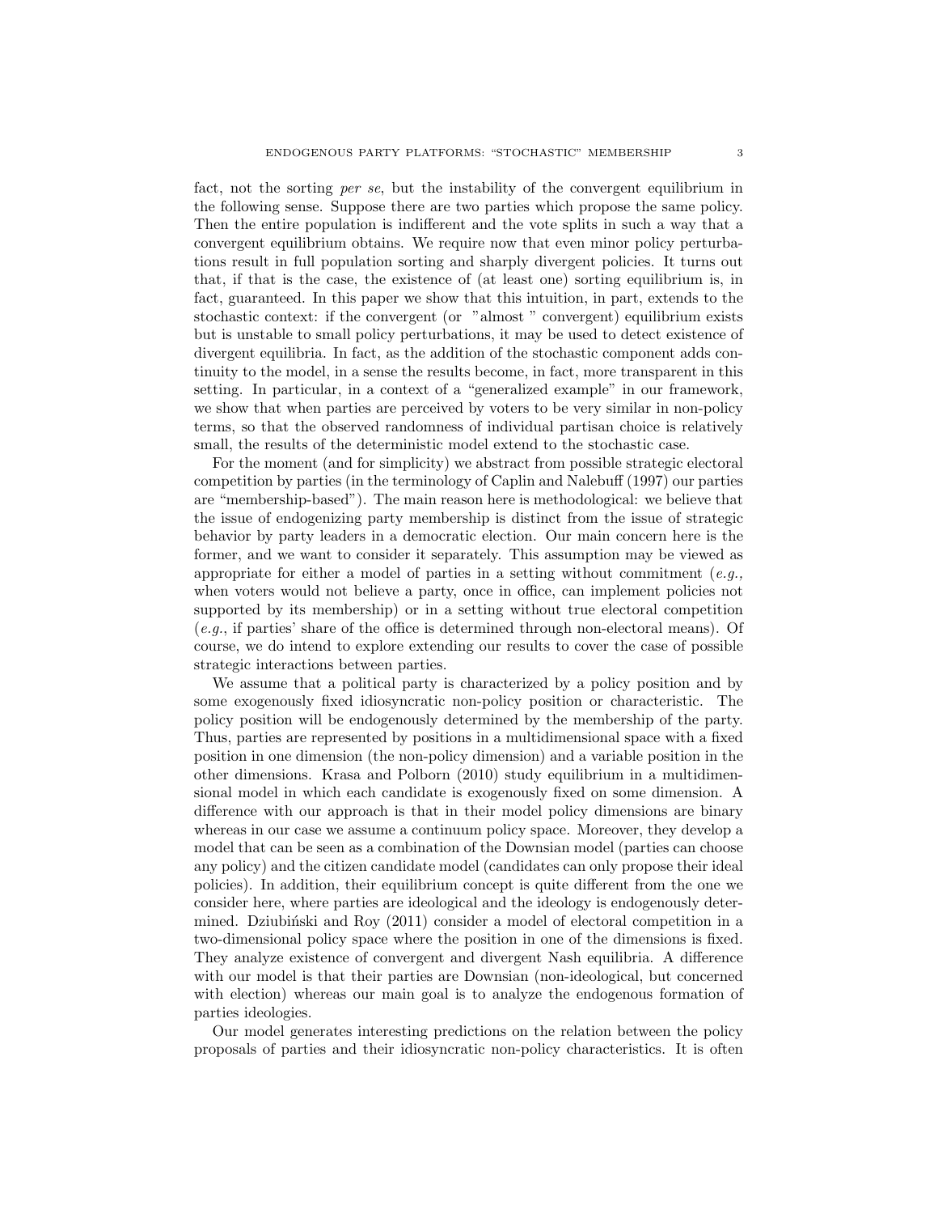fact, not the sorting *per se*, but the instability of the convergent equilibrium in the following sense. Suppose there are two parties which propose the same policy. Then the entire population is indifferent and the vote splits in such a way that a convergent equilibrium obtains. We require now that even minor policy perturbations result in full population sorting and sharply divergent policies. It turns out that, if that is the case, the existence of (at least one) sorting equilibrium is, in fact, guaranteed. In this paper we show that this intuition, in part, extends to the stochastic context: if the convergent (or "almost" convergent) equilibrium exists but is unstable to small policy perturbations, it may be used to detect existence of divergent equilibria. In fact, as the addition of the stochastic component adds continuity to the model, in a sense the results become, in fact, more transparent in this setting. In particular, in a context of a "generalized example" in our framework, we show that when parties are perceived by voters to be very similar in non-policy terms, so that the observed randomness of individual partisan choice is relatively small, the results of the deterministic model extend to the stochastic case.

For the moment (and for simplicity) we abstract from possible strategic electoral competition by parties (in the terminology of Caplin and Nalebuff (1997) our parties are "membership-based"). The main reason here is methodological: we believe that the issue of endogenizing party membership is distinct from the issue of strategic behavior by party leaders in a democratic election. Our main concern here is the former, and we want to consider it separately. This assumption may be viewed as appropriate for either a model of parties in a setting without commitment (*e.g.,* when voters would not believe a party, once in office, can implement policies not supported by its membership) or in a setting without true electoral competition (*e.g.*, if parties' share of the office is determined through non-electoral means). Of course, we do intend to explore extending our results to cover the case of possible strategic interactions between parties.

We assume that a political party is characterized by a policy position and by some exogenously fixed idiosyncratic non-policy position or characteristic. The policy position will be endogenously determined by the membership of the party. Thus, parties are represented by positions in a multidimensional space with a fixed position in one dimension (the non-policy dimension) and a variable position in the other dimensions. Krasa and Polborn (2010) study equilibrium in a multidimensional model in which each candidate is exogenously fixed on some dimension. A difference with our approach is that in their model policy dimensions are binary whereas in our case we assume a continuum policy space. Moreover, they develop a model that can be seen as a combination of the Downsian model (parties can choose any policy) and the citizen candidate model (candidates can only propose their ideal policies). In addition, their equilibrium concept is quite different from the one we consider here, where parties are ideological and the ideology is endogenously determined. Dziubiński and Roy (2011) consider a model of electoral competition in a two-dimensional policy space where the position in one of the dimensions is fixed. They analyze existence of convergent and divergent Nash equilibria. A difference with our model is that their parties are Downsian (non-ideological, but concerned with election) whereas our main goal is to analyze the endogenous formation of parties ideologies.

Our model generates interesting predictions on the relation between the policy proposals of parties and their idiosyncratic non-policy characteristics. It is often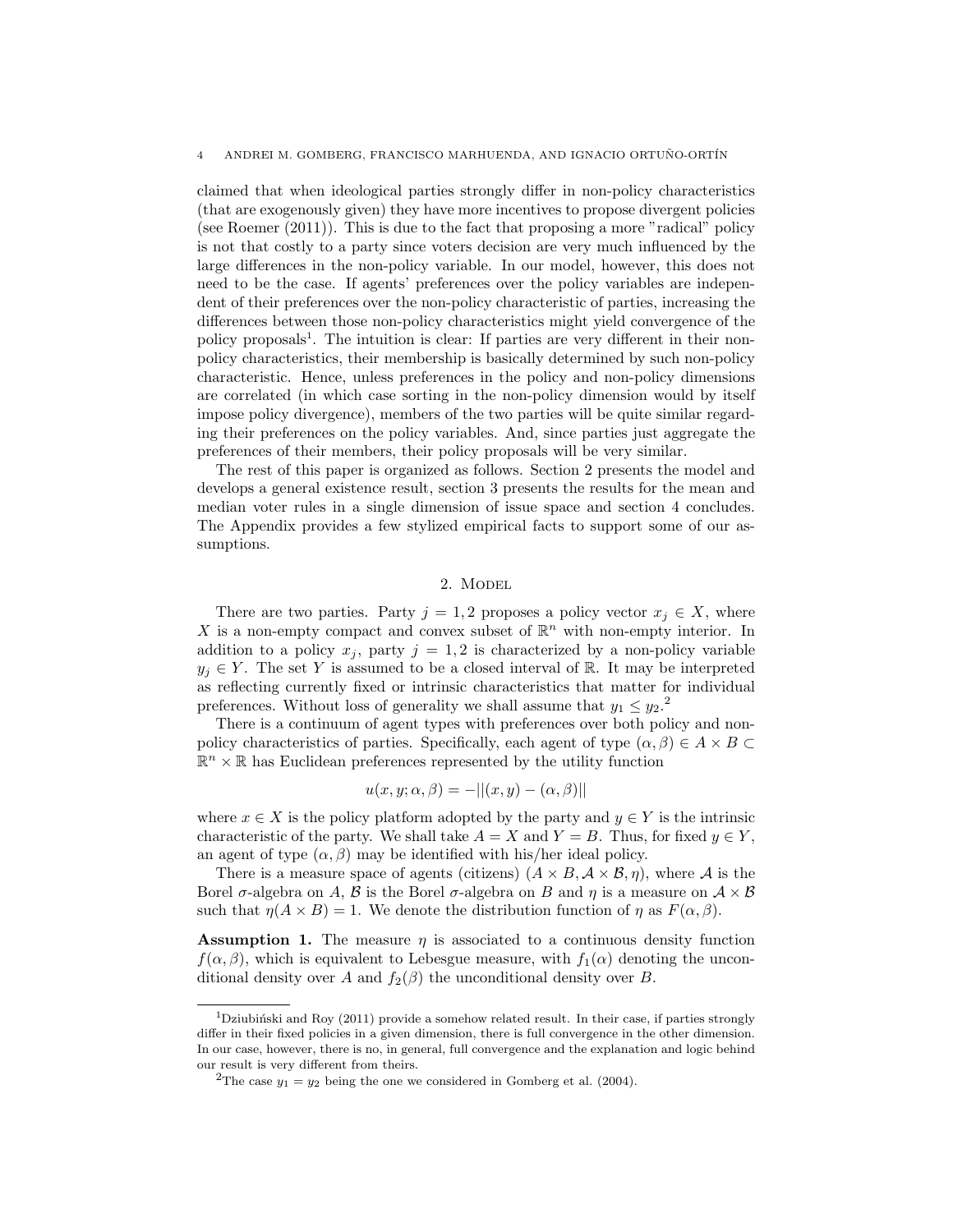claimed that when ideological parties strongly differ in non-policy characteristics (that are exogenously given) they have more incentives to propose divergent policies (see Roemer (2011)). This is due to the fact that proposing a more "radical" policy is not that costly to a party since voters decision are very much influenced by the large differences in the non-policy variable. In our model, however, this does not need to be the case. If agents' preferences over the policy variables are independent of their preferences over the non-policy characteristic of parties, increasing the differences between those non-policy characteristics might yield convergence of the policy proposals[1]. The intuition is clear: If parties are very different in their non-policy characteristics, their membership is basically determined by such non-policy characteristic. Hence, unless preferences in the policy and non-policy dimensions are correlated (in which case sorting in the non-policy dimension would by itself impose policy divergence), members of the two parties will be quite similar regarding their preferences on the policy variables. And, since parties just aggregate the preferences of their members, their policy proposals will be very similar.

The rest of this paper is organized as follows. Section 2 presents the model and develops a general existence result, section 3 presents the results for the mean and median voter rules in a single dimension of issue space and section 4 concludes. The Appendix provides a few stylized empirical facts to support some of our assumptions.

## 2. Model

There are two parties. Party $j = 1, 2$ proposes a policy vector $x_j \in X$, where $X$ is a non-empty compact and convex subset of $\mathbb{R}^n$ with non-empty interior. In addition to a policy $x_j$, party $j = 1, 2$ is characterized by a non-policy variable $y_j \in Y$. The set $Y$ is assumed to be a closed interval of $\mathbb{R}$. It may be interpreted as reflecting currently fixed or intrinsic characteristics that matter for individual preferences. Without loss of generality we shall assume that $y_1 \leq y_2$.[2]

There is a continuum of agent types with preferences over both policy and non-policy characteristics of parties. Specifically, each agent of type $(\alpha, \beta) \in A \times B \subset \mathbb{R}^n \times \mathbb{R}$ has Euclidean preferences represented by the utility function

$$u(x, y; \alpha, \beta) = -||(x, y) - (\alpha, \beta)||$$

where $x \in X$ is the policy platform adopted by the party and $y \in Y$ is the intrinsic characteristic of the party. We shall take $A = X$ and $Y = B$. Thus, for fixed $y \in Y$, an agent of type $(\alpha, \beta)$ may be identified with his/her ideal policy.

There is a measure space of agents (citizens) $(A \times B, \mathcal{A} \times \mathcal{B}, \eta)$, where $\mathcal{A}$ is the Borel $\sigma$-algebra on $A$, $\mathcal{B}$ is the Borel $\sigma$-algebra on $B$ and $\eta$ is a measure on $\mathcal{A} \times \mathcal{B}$ such that $\eta(A \times B) = 1$. We denote the distribution function of $\eta$ as $F(\alpha, \beta)$.

**Assumption 1.** The measure $\eta$ is associated to a continuous density function $f(\alpha, \beta)$, which is equivalent to Lebesgue measure, with $f_1(\alpha)$ denoting the unconditional density over $A$ and $f_2(\beta)$ the unconditional density over $B$.

---

[1] Dziubiński and Roy (2011) provide a somehow related result. In their case, if parties strongly differ in their fixed policies in a given dimension, there is full convergence in the other dimension. In our case, however, there is no, in general, full convergence and the explanation and logic behind our result is very different from theirs.

[2] The case $y_1 = y_2$ being the one we considered in Gomberg et al. (2004).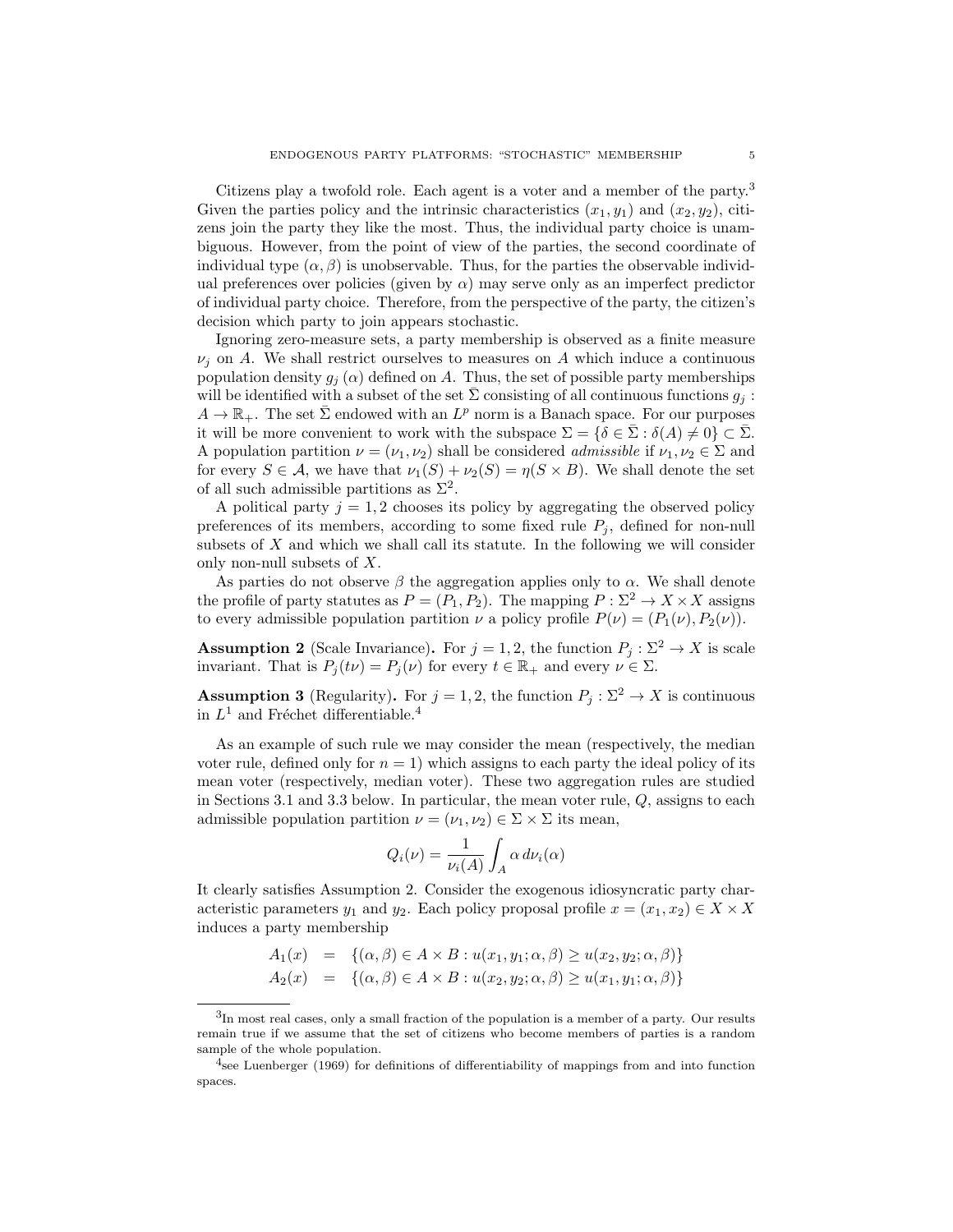Citizens play a twofold role. Each agent is a voter and a member of the party.[3] Given the parties policy and the intrinsic characteristics $(x_1, y_1)$ and $(x_2, y_2)$, citizens join the party they like the most. Thus, the individual party choice is unambiguous. However, from the point of view of the parties, the second coordinate of individual type $(\alpha, \beta)$ is unobservable. Thus, for the parties the observable individual preferences over policies (given by $\alpha$) may serve only as an imperfect predictor of individual party choice. Therefore, from the perspective of the party, the citizen's decision which party to join appears stochastic.

Ignoring zero-measure sets, a party membership is observed as a finite measure $\nu_j$ on $A$. We shall restrict ourselves to measures on $A$ which induce a continuous population density $g_j(\alpha)$ defined on $A$. Thus, the set of possible party memberships will be identified with a subset of the set $\bar{\Sigma}$ consisting of all continuous functions $g_j : A \to \mathbb{R}_+$. The set $\bar{\Sigma}$ endowed with an $L^p$ norm is a Banach space. For our purposes it will be more convenient to work with the subspace $\Sigma = \{\delta \in \bar{\Sigma} : \delta(A) \neq 0\} \subset \bar{\Sigma}$. A population partition $\nu = (\nu_1, \nu_2)$ shall be considered *admissible* if $\nu_1, \nu_2 \in \Sigma$ and for every $S \in \mathcal{A}$, we have that $\nu_1(S) + \nu_2(S) = \eta(S \times B)$. We shall denote the set of all such admissible partitions as $\Sigma^2$.

A political party $j = 1, 2$ chooses its policy by aggregating the observed policy preferences of its members, according to some fixed rule $P_j$, defined for non-null subsets of $X$ and which we shall call its statute. In the following we will consider only non-null subsets of $X$.

As parties do not observe $\beta$ the aggregation applies only to $\alpha$. We shall denote the profile of party statutes as $P = (P_1, P_2)$. The mapping $P : \Sigma^2 \to X \times X$ assigns to every admissible population partition $\nu$ a policy profile $P(\nu) = (P_1(\nu), P_2(\nu))$.

**Assumption 2** (Scale Invariance)**.** For $j = 1, 2$, the function $P_j : \Sigma^2 \to X$ is scale invariant. That is $P_j(t\nu) = P_j(\nu)$ for every $t \in \mathbb{R}_+$ and every $\nu \in \Sigma$.

**Assumption 3** (Regularity)**.** For $j = 1, 2$, the function $P_j : \Sigma^2 \to X$ is continuous in $L^1$ and Fréchet differentiable.[4]

As an example of such rule we may consider the mean (respectively, the median voter rule, defined only for $n = 1$) which assigns to each party the ideal policy of its mean voter (respectively, median voter). These two aggregation rules are studied in Sections 3.1 and 3.3 below. In particular, the mean voter rule, $Q$, assigns to each admissible population partition $\nu = (\nu_1, \nu_2) \in \Sigma \times \Sigma$ its mean,

$$Q_i(\nu) = \frac{1}{\nu_i(A)} \int_A \alpha \, d\nu_i(\alpha)$$

It clearly satisfies Assumption 2. Consider the exogenous idiosyncratic party characteristic parameters $y_1$ and $y_2$. Each policy proposal profile $x = (x_1, x_2) \in X \times X$ induces a party membership

$$\begin{aligned}
A_1(x) &= \{(\alpha, \beta) \in A \times B : u(x_1, y_1; \alpha, \beta) \geq u(x_2, y_2; \alpha, \beta)\} \\
A_2(x) &= \{(\alpha, \beta) \in A \times B : u(x_2, y_2; \alpha, \beta) \geq u(x_1, y_1; \alpha, \beta)\}
\end{aligned}$$

---

[3] In most real cases, only a small fraction of the population is a member of a party. Our results remain true if we assume that the set of citizens who become members of parties is a random sample of the whole population.

[4] see Luenberger (1969) for definitions of differentiability of mappings from and into function spaces.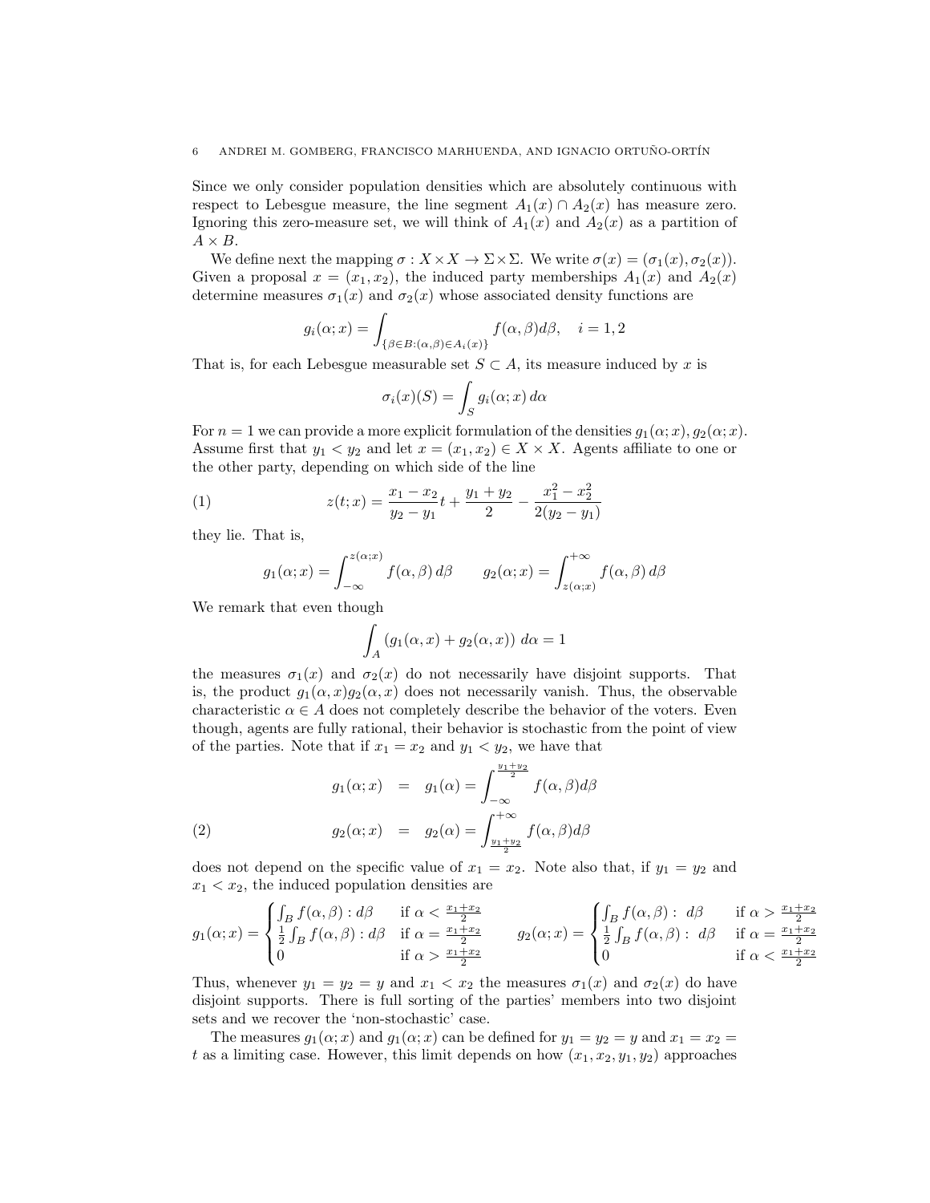Since we only consider population densities which are absolutely continuous with respect to Lebesgue measure, the line segment $A_1(x) \cap A_2(x)$ has measure zero. Ignoring this zero-measure set, we will think of $A_1(x)$ and $A_2(x)$ as a partition of $A \times B$.

We define next the mapping $\sigma : X \times X \to \Sigma \times \Sigma$. We write $\sigma(x) = (\sigma_1(x), \sigma_2(x))$. Given a proposal $x = (x_1, x_2)$, the induced party memberships $A_1(x)$ and $A_2(x)$ determine measures $\sigma_1(x)$ and $\sigma_2(x)$ whose associated density functions are

$$g_i(\alpha; x) = \int_{\{\beta \in B : (\alpha, \beta) \in A_i(x)\}} f(\alpha, \beta) d\beta, \quad i = 1, 2$$

That is, for each Lebesgue measurable set $S \subset A$, its measure induced by $x$ is

$$\sigma_i(x)(S) = \int_S g_i(\alpha; x)\, d\alpha$$

For $n = 1$ we can provide a more explicit formulation of the densities $g_1(\alpha; x), g_2(\alpha; x)$. Assume first that $y_1 < y_2$ and let $x = (x_1, x_2) \in X \times X$. Agents affiliate to one or the other party, depending on which side of the line

$$z(t; x) = \frac{x_1 - x_2}{y_2 - y_1} t + \frac{y_1 + y_2}{2} - \frac{x_1^2 - x_2^2}{2(y_2 - y_1)} \tag{1}$$

they lie. That is,

$$g_1(\alpha; x) = \int_{-\infty}^{z(\alpha; x)} f(\alpha, \beta)\, d\beta \qquad g_2(\alpha; x) = \int_{z(\alpha; x)}^{+\infty} f(\alpha, \beta)\, d\beta$$

We remark that even though

$$\int_A \left( g_1(\alpha, x) + g_2(\alpha, x) \right)\, d\alpha = 1$$

the measures $\sigma_1(x)$ and $\sigma_2(x)$ do not necessarily have disjoint supports. That is, the product $g_1(\alpha, x) g_2(\alpha, x)$ does not necessarily vanish. Thus, the observable characteristic $\alpha \in A$ does not completely describe the behavior of the voters. Even though, agents are fully rational, their behavior is stochastic from the point of view of the parties. Note that if $x_1 = x_2$ and $y_1 < y_2$, we have that

$$\begin{aligned} g_1(\alpha; x) &= g_1(\alpha) = \int_{-\infty}^{\frac{y_1 + y_2}{2}} f(\alpha, \beta) d\beta \\ g_2(\alpha; x) &= g_2(\alpha) = \int_{\frac{y_1 + y_2}{2}}^{+\infty} f(\alpha, \beta) d\beta \end{aligned} \tag{2}$$

does not depend on the specific value of $x_1 = x_2$. Note also that, if $y_1 = y_2$ and $x_1 < x_2$, the induced population densities are

$$g_1(\alpha; x) = \begin{cases} \int_B f(\alpha, \beta) : d\beta & \text{if } \alpha < \frac{x_1 + x_2}{2} \\ \frac{1}{2} \int_B f(\alpha, \beta) : d\beta & \text{if } \alpha = \frac{x_1 + x_2}{2} \\ 0 & \text{if } \alpha > \frac{x_1 + x_2}{2} \end{cases} \qquad g_2(\alpha; x) = \begin{cases} \int_B f(\alpha, \beta) : \ d\beta & \text{if } \alpha > \frac{x_1 + x_2}{2} \\ \frac{1}{2} \int_B f(\alpha, \beta) : \ d\beta & \text{if } \alpha = \frac{x_1 + x_2}{2} \\ 0 & \text{if } \alpha < \frac{x_1 + x_2}{2} \end{cases}$$

Thus, whenever $y_1 = y_2 = y$ and $x_1 < x_2$ the measures $\sigma_1(x)$ and $\sigma_2(x)$ do have disjoint supports. There is full sorting of the parties' members into two disjoint sets and we recover the 'non-stochastic' case.

The measures $g_1(\alpha; x)$ and $g_1(\alpha; x)$ can be defined for $y_1 = y_2 = y$ and $x_1 = x_2 = t$ as a limiting case. However, this limit depends on how $(x_1, x_2, y_1, y_2)$ approaches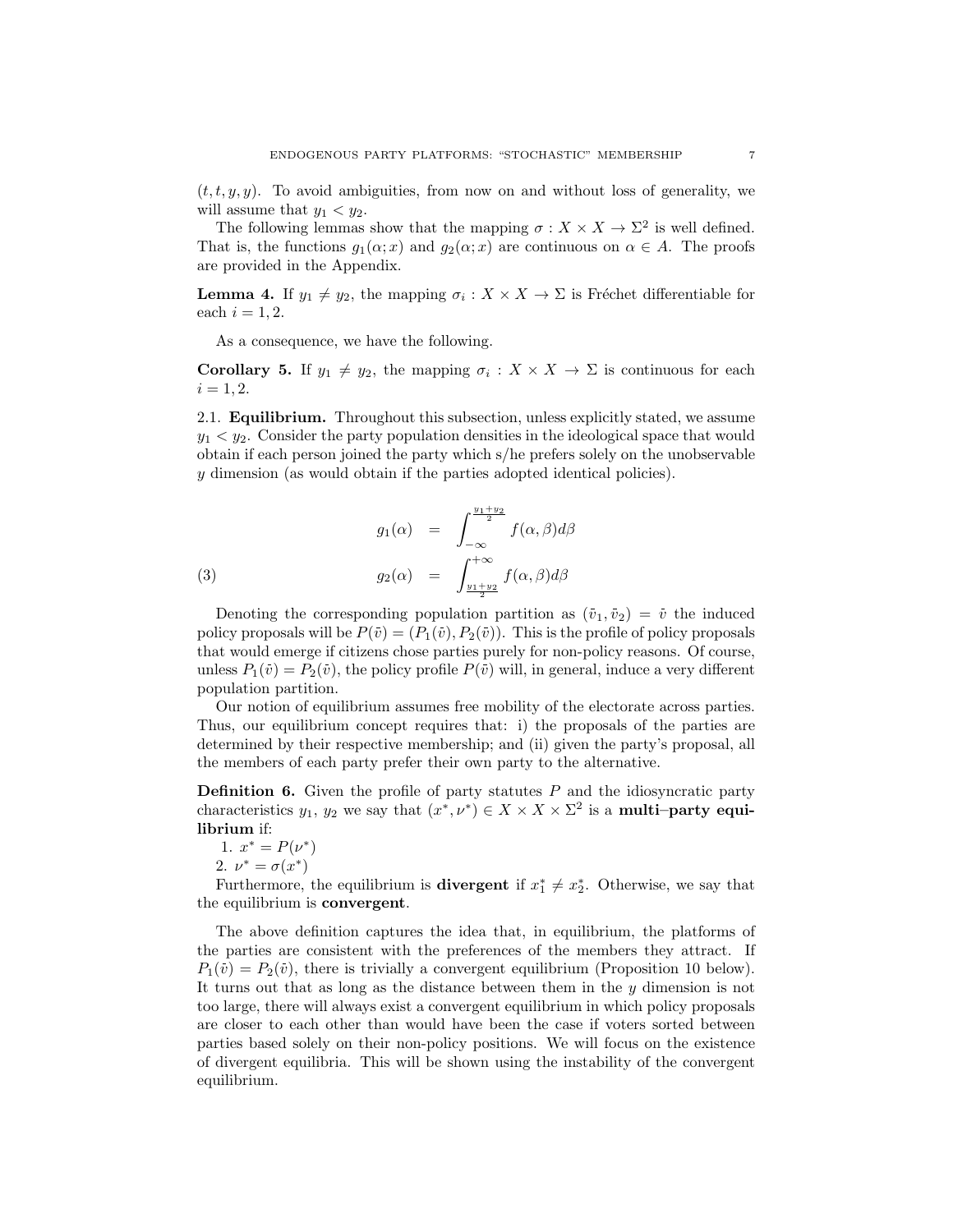$(t, t, y, y)$. To avoid ambiguities, from now on and without loss of generality, we will assume that $y_1 < y_2$.

The following lemmas show that the mapping $\sigma : X \times X \to \Sigma^2$ is well defined. That is, the functions $g_1(\alpha; x)$ and $g_2(\alpha; x)$ are continuous on $\alpha \in A$. The proofs are provided in the Appendix.

**Lemma 4.** If $y_1 \neq y_2$, the mapping $\sigma_i : X \times X \to \Sigma$ is Fréchet differentiable for each $i = 1, 2$.

As a consequence, we have the following.

**Corollary 5.** If $y_1 \neq y_2$, the mapping $\sigma_i : X \times X \to \Sigma$ is continuous for each $i = 1, 2$.

## 2.1. Equilibrium.

Throughout this subsection, unless explicitly stated, we assume $y_1 < y_2$. Consider the party population densities in the ideological space that would obtain if each person joined the party which s/he prefers solely on the unobservable $y$ dimension (as would obtain if the parties adopted identical policies).

$$
\begin{aligned}
g_1(\alpha) &= \int_{-\infty}^{\frac{y_1+y_2}{2}} f(\alpha, \beta) d\beta \\
g_2(\alpha) &= \int_{\frac{y_1+y_2}{2}}^{+\infty} f(\alpha, \beta) d\beta
\end{aligned} \tag{3}
$$

Denoting the corresponding population partition as $(\bar{v}_1, \bar{v}_2) = \bar{v}$ the induced policy proposals will be $P(\bar{v}) = (P_1(\bar{v}), P_2(\bar{v}))$. This is the profile of policy proposals that would emerge if citizens chose parties purely for non-policy reasons. Of course, unless $P_1(\bar{v}) = P_2(\bar{v})$, the policy profile $P(\bar{v})$ will, in general, induce a very different population partition.

Our notion of equilibrium assumes free mobility of the electorate across parties. Thus, our equilibrium concept requires that: i) the proposals of the parties are determined by their respective membership; and (ii) given the party's proposal, all the members of each party prefer their own party to the alternative.

**Definition 6.** Given the profile of party statutes $P$ and the idiosyncratic party characteristics $y_1$, $y_2$ we say that $(x^*, \nu^*) \in X \times X \times \Sigma^2$ is a **multi–party equilibrium** if:

1. $x^* = P(\nu^*)$
2. $\nu^* = \sigma(x^*)$

Furthermore, the equilibrium is **divergent** if $x_1^* \neq x_2^*$. Otherwise, we say that the equilibrium is **convergent**.

The above definition captures the idea that, in equilibrium, the platforms of the parties are consistent with the preferences of the members they attract. If $P_1(\bar{v}) = P_2(\bar{v})$, there is trivially a convergent equilibrium (Proposition 10 below). It turns out that as long as the distance between them in the $y$ dimension is not too large, there will always exist a convergent equilibrium in which policy proposals are closer to each other than would have been the case if voters sorted between parties based solely on their non-policy positions. We will focus on the existence of divergent equilibria. This will be shown using the instability of the convergent equilibrium.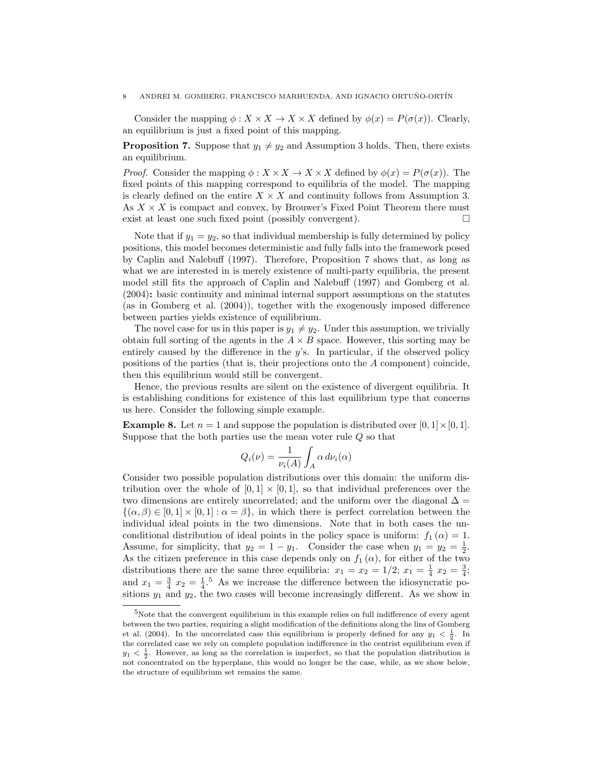Consider the mapping $\phi : X \times X \to X \times X$ defined by $\phi(x) = P(\sigma(x))$. Clearly, an equilibrium is just a fixed point of this mapping.

**Proposition 7.** Suppose that $y_1 \neq y_2$ and Assumption 3 holds. Then, there exists an equilibrium.

*Proof.* Consider the mapping $\phi : X \times X \to X \times X$ defined by $\phi(x) = P(\sigma(x))$. The fixed points of this mapping correspond to equilibria of the model. The mapping is clearly defined on the entire $X \times X$ and continuity follows from Assumption 3. As $X \times X$ is compact and convex, by Brouwer's Fixed Point Theorem there must exist at least one such fixed point (possibly convergent). $\square$

Note that if $y_1 = y_2$, so that individual membership is fully determined by policy positions, this model becomes deterministic and fully falls into the framework posed by Caplin and Nalebuff (1997). Therefore, Proposition 7 shows that, as long as what we are interested in is merely existence of multi-party equilibria, the present model still fits the approach of Caplin and Nalebuff (1997) and Gomberg et al. (2004)**:** basic continuity and minimal internal support assumptions on the statutes (as in Gomberg et al. (2004)), together with the exogenously imposed difference between parties yields existence of equilibrium.

The novel case for us in this paper is $y_1 \neq y_2$. Under this assumption, we trivially obtain full sorting of the agents in the $A \times B$ space. However, this sorting may be entirely caused by the difference in the $y$'s. In particular, if the observed policy positions of the parties (that is, their projections onto the $A$ component) coincide, then this equilibrium would still be convergent.

Hence, the previous results are silent on the existence of divergent equilibria. It is establishing conditions for existence of this last equilibrium type that concerns us here. Consider the following simple example.

**Example 8.** Let $n = 1$ and suppose the population is distributed over $[0, 1] \times [0, 1]$. Suppose that the both parties use the mean voter rule $Q$ so that

$$Q_i(\nu) = \frac{1}{\nu_i(A)} \int_A \alpha \, d\nu_i(\alpha)$$

Consider two possible population distributions over this domain: the uniform distribution over the whole of $[0, 1] \times [0, 1]$, so that individual preferences over the two dimensions are entirely uncorrelated; and the uniform over the diagonal $\Delta = \{(\alpha, \beta) \in [0, 1] \times [0, 1] : \alpha = \beta\}$, in which there is perfect correlation between the individual ideal points in the two dimensions. Note that in both cases the unconditional distribution of ideal points in the policy space is uniform: $f_1(\alpha) = 1$. Assume, for simplicity, that $y_2 = 1 - y_1$. Consider the case when $y_1 = y_2 = \frac{1}{2}$. As the citizen preference in this case depends only on $f_1(\alpha)$, for either of the two distributions there are the same three equilibria: $x_1 = x_2 = 1/2$; $x_1 = \frac{1}{4}$ $x_2 = \frac{3}{4}$; and $x_1 = \frac{3}{4}$ $x_2 = \frac{1}{4}$.[5] As we increase the difference between the idiosyncratic positions $y_1$ and $y_2$, the two cases will become increasingly different. As we show in

[5] Note that the convergent equilibrium in this example relies on full indifference of every agent between the two parties, requiring a slight modification of the definitions along the lins of Gomberg et al. (2004). In the uncorrelated case this equilibrium is properly defined for any $y_1 < \frac{1}{2}$. In the correlated case we rely on complete population indifference in the centrist equilibrium even if $y_1 < \frac{1}{2}$. However, as long as the correlation is imperfect, so that the population distribution is not concentrated on the hyperplane, this would no longer be the case, while, as we show below, the structure of equilibrium set remains the same.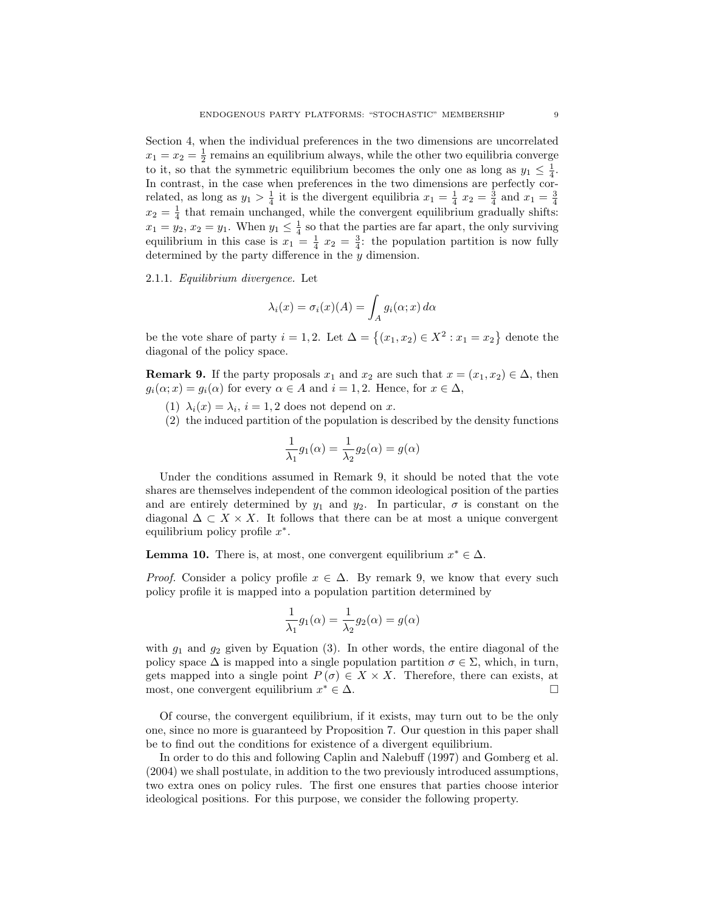Section 4, when the individual preferences in the two dimensions are uncorrelated $x_1 = x_2 = \frac{1}{2}$ remains an equilibrium always, while the other two equilibria converge to it, so that the symmetric equilibrium becomes the only one as long as $y_1 \leq \frac{1}{4}$. In contrast, in the case when preferences in the two dimensions are perfectly correlated, as long as $y_1 > \frac{1}{4}$ it is the divergent equilibria $x_1 = \frac{1}{4}$ $x_2 = \frac{3}{4}$ and $x_1 = \frac{3}{4}$ $x_2 = \frac{1}{4}$ that remain unchanged, while the convergent equilibrium gradually shifts: $x_1 = y_2$, $x_2 = y_1$. When $y_1 \leq \frac{1}{4}$ so that the parties are far apart, the only surviving equilibrium in this case is $x_1 = \frac{1}{4}$ $x_2 = \frac{3}{4}$: the population partition is now fully determined by the party difference in the $y$ dimension.

2.1.1. *Equilibrium divergence.* Let

$$\lambda_i(x) = \sigma_i(x)(A) = \int_A g_i(\alpha; x)\, d\alpha$$

be the vote share of party $i = 1, 2$. Let $\Delta = \left\{(x_1, x_2) \in X^2 : x_1 = x_2\right\}$ denote the diagonal of the policy space.

**Remark 9.** If the party proposals $x_1$ and $x_2$ are such that $x = (x_1, x_2) \in \Delta$, then $g_i(\alpha; x) = g_i(\alpha)$ for every $\alpha \in A$ and $i = 1, 2$. Hence, for $x \in \Delta$,

1. $\lambda_i(x) = \lambda_i$, $i = 1, 2$ does not depend on $x$.
2. the induced partition of the population is described by the density functions

$$\frac{1}{\lambda_1} g_1(\alpha) = \frac{1}{\lambda_2} g_2(\alpha) = g(\alpha)$$

Under the conditions assumed in Remark 9, it should be noted that the vote shares are themselves independent of the common ideological position of the parties and are entirely determined by $y_1$ and $y_2$. In particular, $\sigma$ is constant on the diagonal $\Delta \subset X \times X$. It follows that there can be at most a unique convergent equilibrium policy profile $x^*$.

**Lemma 10.** There is, at most, one convergent equilibrium $x^* \in \Delta$.

*Proof.* Consider a policy profile $x \in \Delta$. By remark 9, we know that every such policy profile it is mapped into a population partition determined by

$$\frac{1}{\lambda_1} g_1(\alpha) = \frac{1}{\lambda_2} g_2(\alpha) = g(\alpha)$$

with $g_1$ and $g_2$ given by Equation (3). In other words, the entire diagonal of the policy space $\Delta$ is mapped into a single population partition $\sigma \in \Sigma$, which, in turn, gets mapped into a single point $P(\sigma) \in X \times X$. Therefore, there can exists, at most, one convergent equilibrium $x^* \in \Delta$. □

Of course, the convergent equilibrium, if it exists, may turn out to be the only one, since no more is guaranteed by Proposition 7. Our question in this paper shall be to find out the conditions for existence of a divergent equilibrium.

In order to do this and following Caplin and Nalebuff (1997) and Gomberg et al. (2004) we shall postulate, in addition to the two previously introduced assumptions, two extra ones on policy rules. The first one ensures that parties choose interior ideological positions. For this purpose, we consider the following property.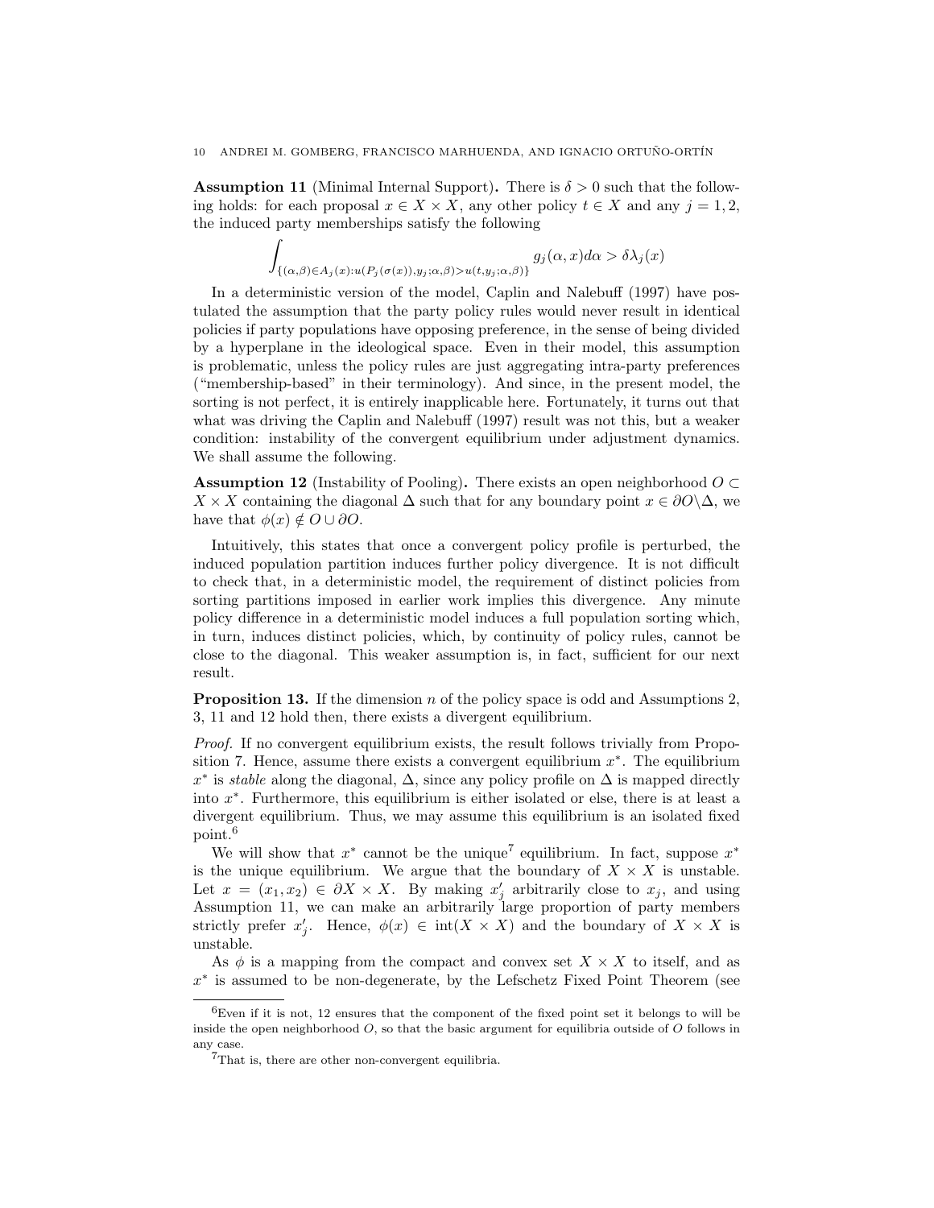**Assumption 11** (Minimal Internal Support)**.** There is $\delta > 0$ such that the following holds: for each proposal $x \in X \times X$, any other policy $t \in X$ and any $j = 1, 2$, the induced party memberships satisfy the following

$$\int_{\{(\alpha,\beta)\in A_j(x):u(P_j(\sigma(x)),y_j;\alpha,\beta)>u(t,y_j;\alpha,\beta)\}} g_j(\alpha, x)d\alpha > \delta\lambda_j(x)$$

In a deterministic version of the model, Caplin and Nalebuff (1997) have postulated the assumption that the party policy rules would never result in identical policies if party populations have opposing preference, in the sense of being divided by a hyperplane in the ideological space. Even in their model, this assumption is problematic, unless the policy rules are just aggregating intra-party preferences ("membership-based" in their terminology). And since, in the present model, the sorting is not perfect, it is entirely inapplicable here. Fortunately, it turns out that what was driving the Caplin and Nalebuff (1997) result was not this, but a weaker condition: instability of the convergent equilibrium under adjustment dynamics. We shall assume the following.

**Assumption 12** (Instability of Pooling)**.** There exists an open neighborhood $O \subset X \times X$ containing the diagonal $\Delta$ such that for any boundary point $x \in \partial O \backslash \Delta$, we have that $\phi(x) \notin O \cup \partial O$.

Intuitively, this states that once a convergent policy profile is perturbed, the induced population partition induces further policy divergence. It is not difficult to check that, in a deterministic model, the requirement of distinct policies from sorting partitions imposed in earlier work implies this divergence. Any minute policy difference in a deterministic model induces a full population sorting which, in turn, induces distinct policies, which, by continuity of policy rules, cannot be close to the diagonal. This weaker assumption is, in fact, sufficient for our next result.

**Proposition 13.** If the dimension $n$ of the policy space is odd and Assumptions 2, 3, 11 and 12 hold then, there exists a divergent equilibrium.

*Proof.* If no convergent equilibrium exists, the result follows trivially from Proposition 7. Hence, assume there exists a convergent equilibrium $x^*$. The equilibrium $x^*$ is *stable* along the diagonal, $\Delta$, since any policy profile on $\Delta$ is mapped directly into $x^*$. Furthermore, this equilibrium is either isolated or else, there is at least a divergent equilibrium. Thus, we may assume this equilibrium is an isolated fixed point.[6]

We will show that $x^*$ cannot be the unique[7] equilibrium. In fact, suppose $x^*$ is the unique equilibrium. We argue that the boundary of $X \times X$ is unstable. Let $x = (x_1, x_2) \in \partial X \times X$. By making $x'_j$ arbitrarily close to $x_j$, and using Assumption 11, we can make an arbitrarily large proportion of party members strictly prefer $x'_j$. Hence, $\phi(x) \in \text{int}(X \times X)$ and the boundary of $X \times X$ is unstable.

As $\phi$ is a mapping from the compact and convex set $X \times X$ to itself, and as $x^*$ is assumed to be non-degenerate, by the Lefschetz Fixed Point Theorem (see

---

[6] Even if it is not, 12 ensures that the component of the fixed point set it belongs to will be inside the open neighborhood $O$, so that the basic argument for equilibria outside of $O$ follows in any case.

[7] That is, there are other non-convergent equilibria.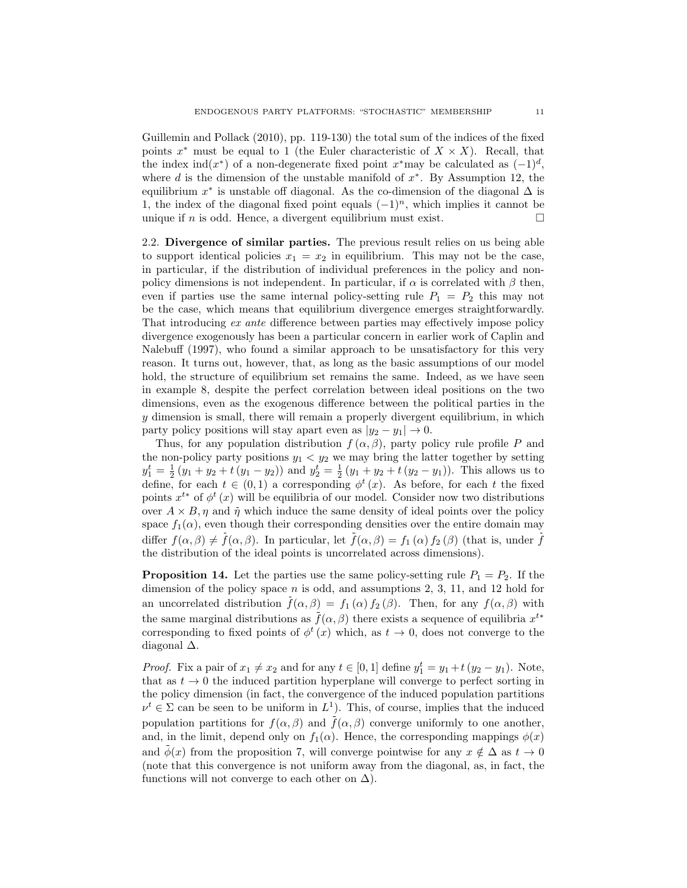Guillemin and Pollack (2010), pp. 119-130) the total sum of the indices of the fixed points $x^*$ must be equal to 1 (the Euler characteristic of $X \times X$). Recall, that the index $\text{ind}(x^*)$ of a non-degenerate fixed point $x^*$may be calculated as $(-1)^d$, where $d$ is the dimension of the unstable manifold of $x^*$. By Assumption 12, the equilibrium $x^*$ is unstable off diagonal. As the co-dimension of the diagonal $\Delta$ is 1, the index of the diagonal fixed point equals $(-1)^n$, which implies it cannot be unique if $n$ is odd. Hence, a divergent equilibrium must exist. □

## 2.2. Divergence of similar parties.

The previous result relies on us being able to support identical policies $x_1 = x_2$ in equilibrium. This may not be the case, in particular, if the distribution of individual preferences in the policy and non-policy dimensions is not independent. In particular, if $\alpha$ is correlated with $\beta$ then, even if parties use the same internal policy-setting rule $P_1 = P_2$ this may not be the case, which means that equilibrium divergence emerges straightforwardly. That introducing *ex ante* difference between parties may effectively impose policy divergence exogenously has been a particular concern in earlier work of Caplin and Nalebuff (1997), who found a similar approach to be unsatisfactory for this very reason. It turns out, however, that, as long as the basic assumptions of our model hold, the structure of equilibrium set remains the same. Indeed, as we have seen in example 8, despite the perfect correlation between ideal positions on the two dimensions, even as the exogenous difference between the political parties in the $y$ dimension is small, there will remain a properly divergent equilibrium, in which party policy positions will stay apart even as $|y_2 - y_1| \to 0$.

Thus, for any population distribution $f(\alpha, \beta)$, party policy rule profile $P$ and the non-policy party positions $y_1 < y_2$ we may bring the latter together by setting $y_1^t = \frac{1}{2}(y_1 + y_2 + t(y_1 - y_2))$ and $y_2^t = \frac{1}{2}(y_1 + y_2 + t(y_2 - y_1))$. This allows us to define, for each $t \in (0, 1)$ a corresponding $\phi^t(x)$. As before, for each $t$ the fixed points $x^{t*}$ of $\phi^t(x)$ will be equilibria of our model. Consider now two distributions over $A \times B, \eta$ and $\tilde{\eta}$ which induce the same density of ideal points over the policy space $f_1(\alpha)$, even though their corresponding densities over the entire domain may differ $f(\alpha, \beta) \neq \bar{f}(\alpha, \beta)$. In particular, let $\bar{f}(\alpha, \beta) = f_1(\alpha) f_2(\beta)$ (that is, under $\bar{f}$ the distribution of the ideal points is uncorrelated across dimensions).

**Proposition 14.** Let the parties use the same policy-setting rule $P_1 = P_2$. If the dimension of the policy space $n$ is odd, and assumptions 2, 3, 11, and 12 hold for an uncorrelated distribution $\bar{f}(\alpha, \beta) = f_1(\alpha) f_2(\beta)$. Then, for any $f(\alpha, \beta)$ with the same marginal distributions as $\bar{f}(\alpha, \beta)$ there exists a sequence of equilibria $x^{t*}$ corresponding to fixed points of $\phi^t(x)$ which, as $t \to 0$, does not converge to the diagonal $\Delta$.

*Proof.* Fix a pair of $x_1 \neq x_2$ and for any $t \in [0, 1]$ define $y_1^t = y_1 + t(y_2 - y_1)$. Note, that as $t \to 0$ the induced partition hyperplane will converge to perfect sorting in the policy dimension (in fact, the convergence of the induced population partitions $\nu^t \in \Sigma$ can be seen to be uniform in $L^1$). This, of course, implies that the induced population partitions for $f(\alpha, \beta)$ and $\bar{f}(\alpha, \beta)$ converge uniformly to one another, and, in the limit, depend only on $f_1(\alpha)$. Hence, the corresponding mappings $\phi(x)$ and $\bar{\phi}(x)$ from the proposition 7, will converge pointwise for any $x \notin \Delta$ as $t \to 0$ (note that this convergence is not uniform away from the diagonal, as, in fact, the functions will not converge to each other on $\Delta$).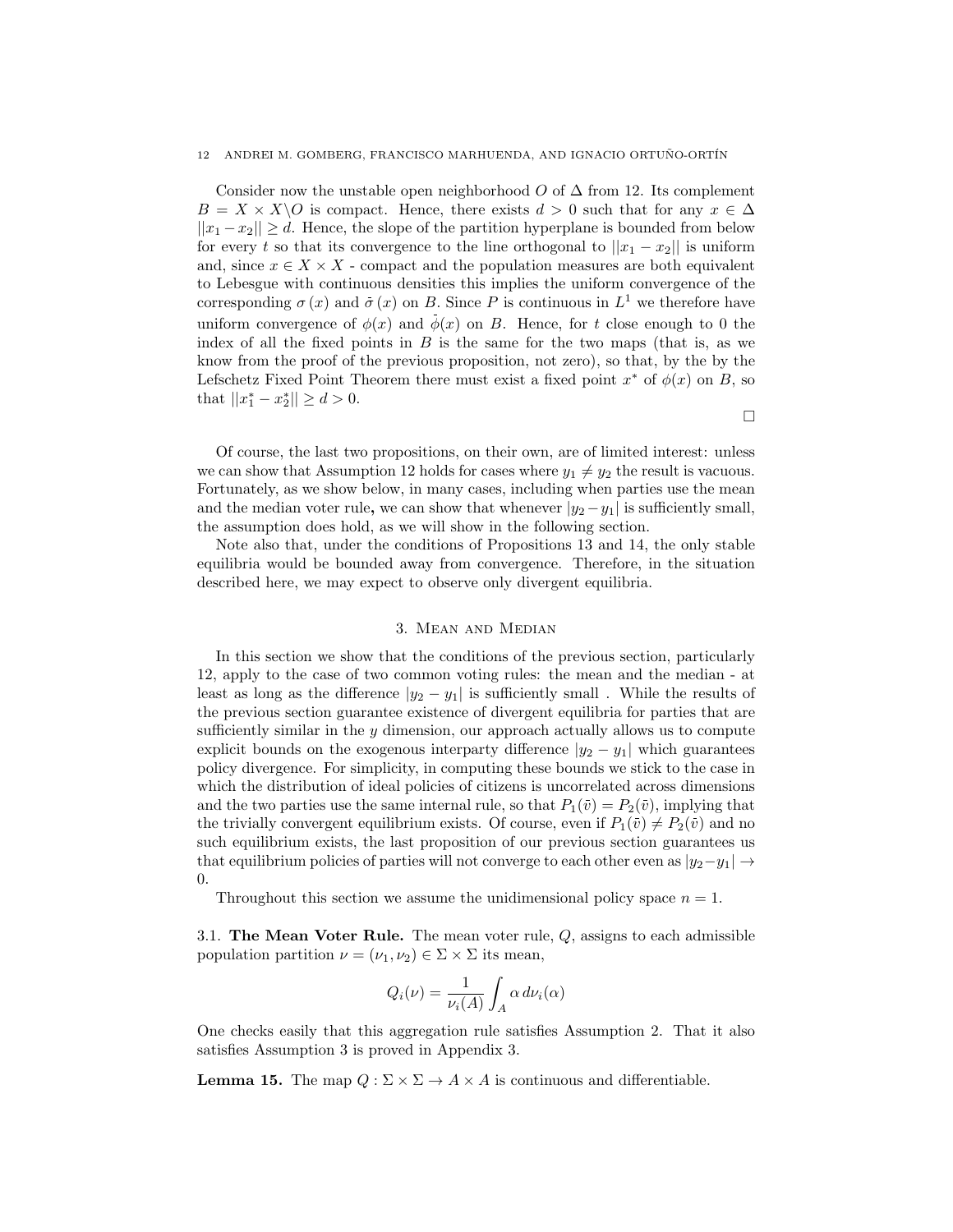Consider now the unstable open neighborhood $O$ of $\Delta$ from 12. Its complement $B = X \times X \backslash O$ is compact. Hence, there exists $d > 0$ such that for any $x \in \Delta$ $||x_1 - x_2|| \geq d$. Hence, the slope of the partition hyperplane is bounded from below for every $t$ so that its convergence to the line orthogonal to $||x_1 - x_2||$ is uniform and, since $x \in X \times X$ - compact and the population measures are both equivalent to Lebesgue with continuous densities this implies the uniform convergence of the corresponding $\sigma(x)$ and $\bar{\sigma}(x)$ on $B$. Since $P$ is continuous in $L^1$ we therefore have uniform convergence of $\phi(x)$ and $\bar{\phi}(x)$ on $B$. Hence, for $t$ close enough to 0 the index of all the fixed points in $B$ is the same for the two maps (that is, as we know from the proof of the previous proposition, not zero), so that, by the by the Lefschetz Fixed Point Theorem there must exist a fixed point $x^*$ of $\phi(x)$ on $B$, so that $||x_1^* - x_2^*|| \geq d > 0$.

□

Of course, the last two propositions, on their own, are of limited interest: unless we can show that Assumption 12 holds for cases where $y_1 \neq y_2$ the result is vacuous. Fortunately, as we show below, in many cases, including when parties use the mean and the median voter rule**,** we can show that whenever $|y_2 - y_1|$ is sufficiently small, the assumption does hold, as we will show in the following section.

Note also that, under the conditions of Propositions 13 and 14, the only stable equilibria would be bounded away from convergence. Therefore, in the situation described here, we may expect to observe only divergent equilibria.

## 3. Mean and Median

In this section we show that the conditions of the previous section, particularly 12, apply to the case of two common voting rules: the mean and the median - at least as long as the difference $|y_2 - y_1|$ is sufficiently small . While the results of the previous section guarantee existence of divergent equilibria for parties that are sufficiently similar in the $y$ dimension, our approach actually allows us to compute explicit bounds on the exogenous interparty difference $|y_2 - y_1|$ which guarantees policy divergence. For simplicity, in computing these bounds we stick to the case in which the distribution of ideal policies of citizens is uncorrelated across dimensions and the two parties use the same internal rule, so that $P_1(\bar{v}) = P_2(\bar{v})$, implying that the trivially convergent equilibrium exists. Of course, even if $P_1(\bar{v}) \neq P_2(\bar{v})$ and no such equilibrium exists, the last proposition of our previous section guarantees us that equilibrium policies of parties will not converge to each other even as $|y_2 - y_1| \to 0$.

Throughout this section we assume the unidimensional policy space $n = 1$.

**3.1. The Mean Voter Rule.** The mean voter rule, $Q$, assigns to each admissible population partition $\nu = (\nu_1, \nu_2) \in \Sigma \times \Sigma$ its mean,

$$Q_i(\nu) = \frac{1}{\nu_i(A)} \int_A \alpha \, d\nu_i(\alpha)$$

One checks easily that this aggregation rule satisfies Assumption 2. That it also satisfies Assumption 3 is proved in Appendix 3.

**Lemma 15.** The map $Q : \Sigma \times \Sigma \to A \times A$ is continuous and differentiable.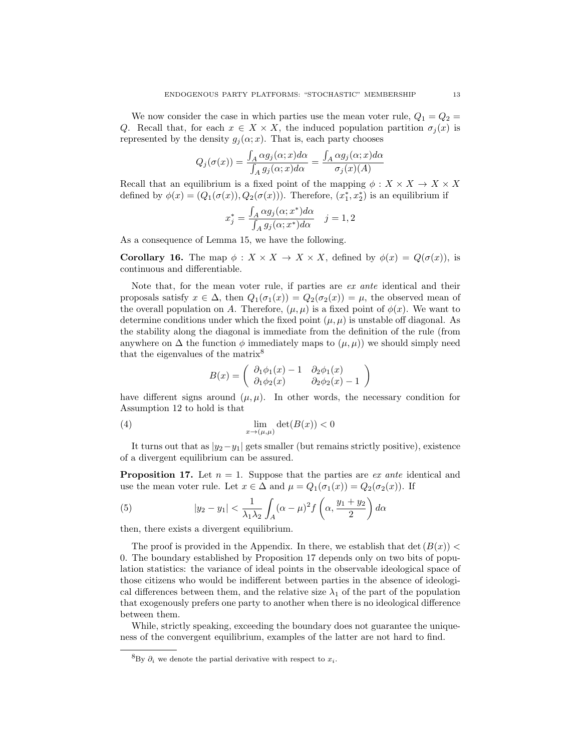We now consider the case in which parties use the mean voter rule, $Q_1 = Q_2 = Q$. Recall that, for each $x \in X \times X$, the induced population partition $\sigma_j(x)$ is represented by the density $g_j(\alpha; x)$. That is, each party chooses

$$Q_j(\sigma(x)) = \frac{\int_A \alpha g_j(\alpha; x) d\alpha}{\int_A g_j(\alpha; x) d\alpha} = \frac{\int_A \alpha g_j(\alpha; x) d\alpha}{\sigma_j(x)(A)}$$

Recall that an equilibrium is a fixed point of the mapping $\phi : X \times X \to X \times X$ defined by $\phi(x) = (Q_1(\sigma(x)), Q_2(\sigma(x)))$. Therefore, $(x_1^*, x_2^*)$ is an equilibrium if

$$x_j^* = \frac{\int_A \alpha g_j(\alpha; x^*) d\alpha}{\int_A g_j(\alpha; x^*) d\alpha} \quad j = 1, 2$$

As a consequence of Lemma 15, we have the following.

**Corollary 16.** The map $\phi : X \times X \to X \times X$, defined by $\phi(x) = Q(\sigma(x))$, is continuous and differentiable.

Note that, for the mean voter rule, if parties are *ex ante* identical and their proposals satisfy $x \in \Delta$, then $Q_1(\sigma_1(x)) = Q_2(\sigma_2(x)) = \mu$, the observed mean of the overall population on $A$. Therefore, $(\mu, \mu)$ is a fixed point of $\phi(x)$. We want to determine conditions under which the fixed point $(\mu, \mu)$ is unstable off diagonal. As the stability along the diagonal is immediate from the definition of the rule (from anywhere on $\Delta$ the function $\phi$ immediately maps to $(\mu, \mu)$) we should simply need that the eigenvalues of the matrix[8]

$$B(x) = \begin{pmatrix} \partial_1 \phi_1(x) - 1 & \partial_2 \phi_1(x) \\ \partial_1 \phi_2(x) & \partial_2 \phi_2(x) - 1 \end{pmatrix}$$

have different signs around $(\mu, \mu)$. In other words, the necessary condition for Assumption 12 to hold is that

$$\lim_{x \to (\mu, \mu)} \det(B(x)) < 0 \tag{4}$$

It turns out that as $|y_2 - y_1|$ gets smaller (but remains strictly positive), existence of a divergent equilibrium can be assured.

**Proposition 17.** Let $n = 1$. Suppose that the parties are *ex ante* identical and use the mean voter rule. Let $x \in \Delta$ and $\mu = Q_1(\sigma_1(x)) = Q_2(\sigma_2(x))$. If

$$|y_2 - y_1| < \frac{1}{\lambda_1 \lambda_2} \int_A (\alpha - \mu)^2 f\left(\alpha, \frac{y_1 + y_2}{2}\right) d\alpha \tag{5}$$

then, there exists a divergent equilibrium.

The proof is provided in the Appendix. In there, we establish that $\det(B(x)) < 0$. The boundary established by Proposition 17 depends only on two bits of population statistics: the variance of ideal points in the observable ideological space of those citizens who would be indifferent between parties in the absence of ideological differences between them, and the relative size $\lambda_1$ of the part of the population that exogenously prefers one party to another when there is no ideological difference between them.

While, strictly speaking, exceeding the boundary does not guarantee the uniqueness of the convergent equilibrium, examples of the latter are not hard to find.

[8] By $\partial_i$ we denote the partial derivative with respect to $x_i$.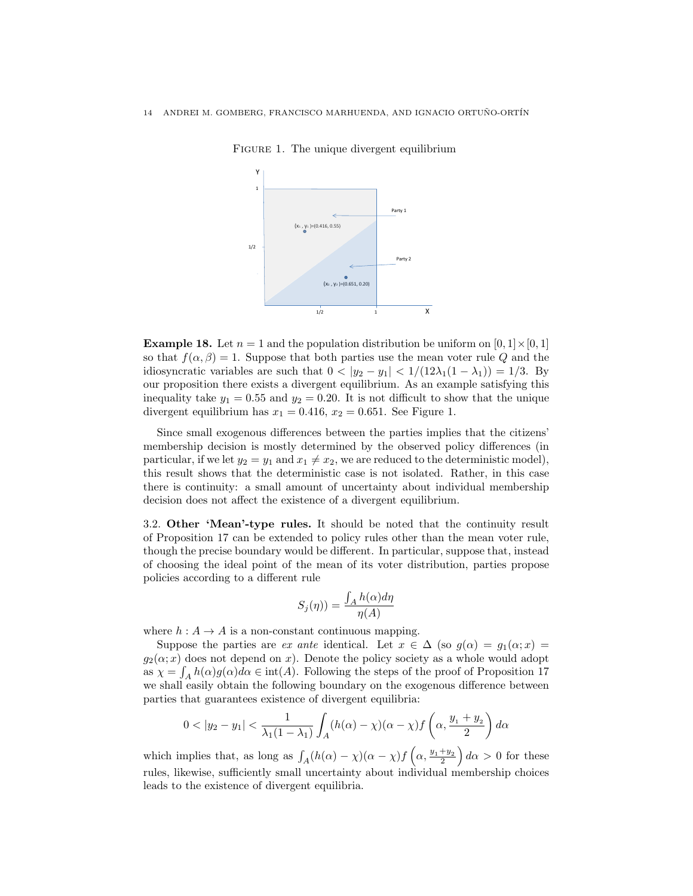FIGURE 1. The unique divergent equilibrium

**Example 18.** Let $n = 1$ and the population distribution be uniform on $[0, 1] \times [0, 1]$ so that $f(\alpha, \beta) = 1$. Suppose that both parties use the mean voter rule $Q$ and the idiosyncratic variables are such that $0 < |y_2 - y_1| < 1/(12\lambda_1(1 - \lambda_1)) = 1/3$. By our proposition there exists a divergent equilibrium. As an example satisfying this inequality take $y_1 = 0.55$ and $y_2 = 0.20$. It is not difficult to show that the unique divergent equilibrium has $x_1 = 0.416$, $x_2 = 0.651$. See Figure 1.

Since small exogenous differences between the parties implies that the citizens' membership decision is mostly determined by the observed policy differences (in particular, if we let $y_2 = y_1$ and $x_1 \neq x_2$, we are reduced to the deterministic model), this result shows that the deterministic case is not isolated. Rather, in this case there is continuity: a small amount of uncertainty about individual membership decision does not affect the existence of a divergent equilibrium.

3.2. **Other 'Mean'-type rules.** It should be noted that the continuity result of Proposition 17 can be extended to policy rules other than the mean voter rule, though the precise boundary would be different. In particular, suppose that, instead of choosing the ideal point of the mean of its voter distribution, parties propose policies according to a different rule

$$S_j(\eta)) = \frac{\int_A h(\alpha) d\eta}{\eta(A)}$$

where $h : A \to A$ is a non-constant continuous mapping.

Suppose the parties are *ex ante* identical. Let $x \in \Delta$ (so $g(\alpha) = g_1(\alpha; x) = g_2(\alpha; x)$ does not depend on $x$). Denote the policy society as a whole would adopt as $\chi = \int_A h(\alpha) g(\alpha) d\alpha \in \text{int}(A)$. Following the steps of the proof of Proposition 17 we shall easily obtain the following boundary on the exogenous difference between parties that guarantees existence of divergent equilibria:

$$0 < |y_2 - y_1| < \frac{1}{\lambda_1(1 - \lambda_1)} \int_A (h(\alpha) - \chi)(\alpha - \chi) f\left(\alpha, \frac{y_1 + y_2}{2}\right) d\alpha$$

which implies that, as long as $\int_A (h(\alpha) - \chi)(\alpha - \chi) f\left(\alpha, \frac{y_1 + y_2}{2}\right) d\alpha > 0$ for these rules, likewise, sufficiently small uncertainty about individual membership choices leads to the existence of divergent equilibria.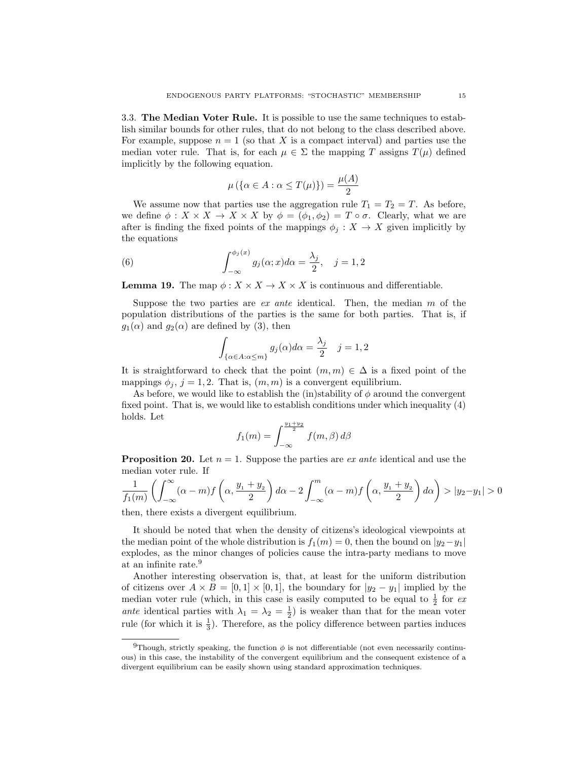3.3. **The Median Voter Rule.** It is possible to use the same techniques to establish similar bounds for other rules, that do not belong to the class described above. For example, suppose $n = 1$ (so that $X$ is a compact interval) and parties use the median voter rule. That is, for each $\mu \in \Sigma$ the mapping $T$ assigns $T(\mu)$ defined implicitly by the following equation.

$$\mu\left(\{\alpha \in A : \alpha \leq T(\mu)\}\right) = \frac{\mu(A)}{2}$$

We assume now that parties use the aggregation rule $T_1 = T_2 = T$. As before, we define $\phi : X \times X \to X \times X$ by $\phi = (\phi_1, \phi_2) = T \circ \sigma$. Clearly, what we are after is finding the fixed points of the mappings $\phi_j : X \to X$ given implicitly by the equations

$$\int_{-\infty}^{\phi_j(x)} g_j(\alpha; x) d\alpha = \frac{\lambda_j}{2}, \quad j = 1, 2 \tag{6}$$

**Lemma 19.** The map $\phi : X \times X \to X \times X$ is continuous and differentiable.

Suppose the two parties are *ex ante* identical. Then, the median $m$ of the population distributions of the parties is the same for both parties. That is, if $g_1(\alpha)$ and $g_2(\alpha)$ are defined by (3), then

$$\int_{\{\alpha \in A : \alpha \leq m\}} g_j(\alpha) d\alpha = \frac{\lambda_j}{2} \quad j = 1, 2$$

It is straightforward to check that the point $(m, m) \in \Delta$ is a fixed point of the mappings $\phi_j$, $j = 1, 2$. That is, $(m, m)$ is a convergent equilibrium.

As before, we would like to establish the (in)stability of $\phi$ around the convergent fixed point. That is, we would like to establish conditions under which inequality (4) holds. Let

$$f_1(m) = \int_{-\infty}^{\frac{y_1 + y_2}{2}} f(m, \beta)\, d\beta$$

**Proposition 20.** Let $n = 1$. Suppose the parties are *ex ante* identical and use the median voter rule. If

$$\frac{1}{f_1(m)} \left( \int_{-\infty}^{\infty} (\alpha - m) f\left(\alpha, \frac{y_1 + y_2}{2}\right) d\alpha - 2 \int_{-\infty}^{m} (\alpha - m) f\left(\alpha, \frac{y_1 + y_2}{2}\right) d\alpha \right) > |y_2 - y_1| > 0$$

then, there exists a divergent equilibrium.

It should be noted that when the density of citizens's ideological viewpoints at the median point of the whole distribution is $f_1(m) = 0$, then the bound on $|y_2 - y_1|$ explodes, as the minor changes of policies cause the intra-party medians to move at an infinite rate.[9]

Another interesting observation is, that, at least for the uniform distribution of citizens over $A \times B = [0, 1] \times [0, 1]$, the boundary for $|y_2 - y_1|$ implied by the median voter rule (which, in this case is easily computed to be equal to $\frac{1}{2}$ for *ex ante* identical parties with $\lambda_1 = \lambda_2 = \frac{1}{2}$) is weaker than that for the mean voter rule (for which it is $\frac{1}{3}$). Therefore, as the policy difference between parties induces

[9] Though, strictly speaking, the function $\phi$ is not differentiable (not even necessarily continuous) in this case, the instability of the convergent equilibrium and the consequent existence of a divergent equilibrium can be easily shown using standard approximation techniques.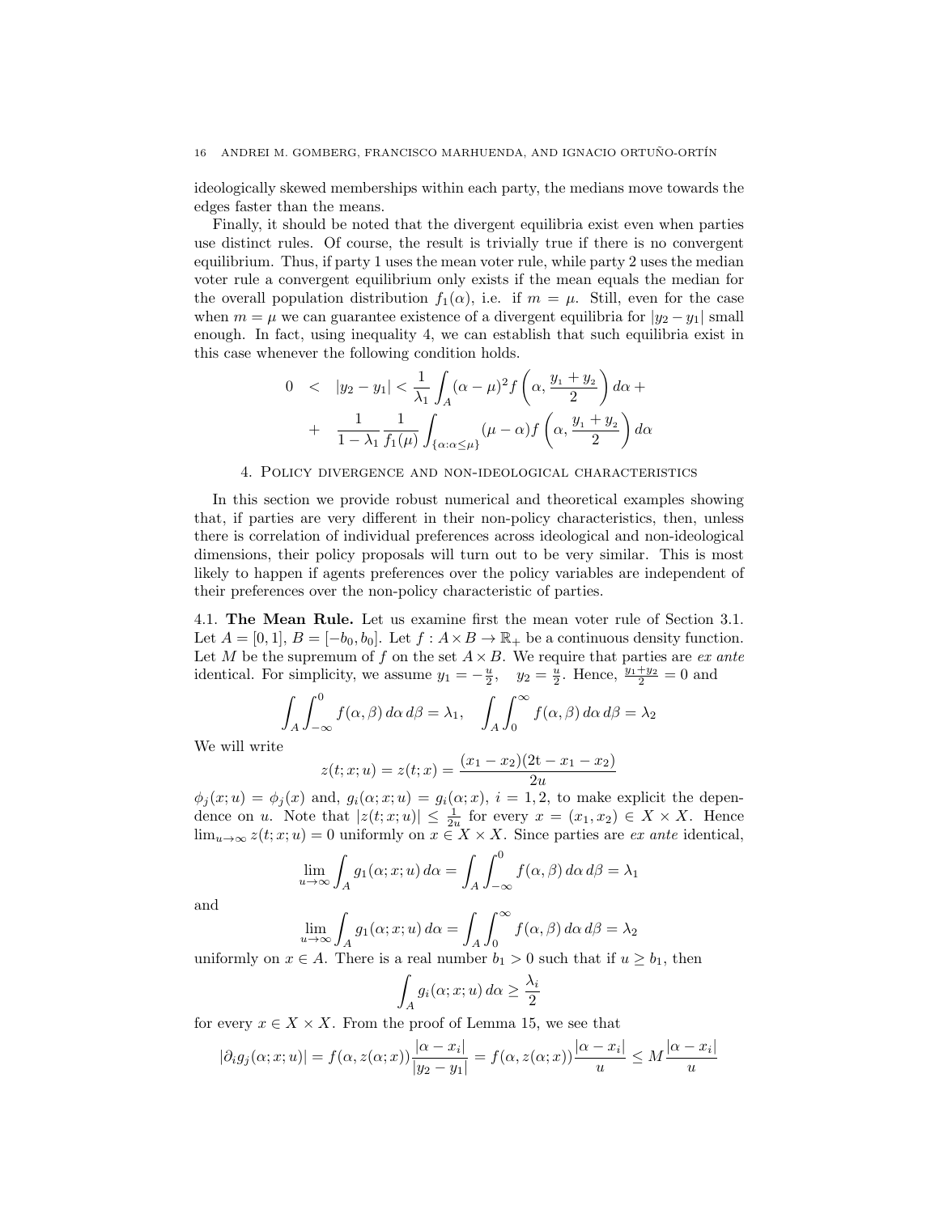ideologically skewed memberships within each party, the medians move towards the edges faster than the means.

Finally, it should be noted that the divergent equilibria exist even when parties use distinct rules. Of course, the result is trivially true if there is no convergent equilibrium. Thus, if party 1 uses the mean voter rule, while party 2 uses the median voter rule a convergent equilibrium only exists if the mean equals the median for the overall population distribution $f_1(\alpha)$, i.e. if $m = \mu$. Still, even for the case when $m = \mu$ we can guarantee existence of a divergent equilibria for $|y_2 - y_1|$ small enough. In fact, using inequality 4, we can establish that such equilibria exist in this case whenever the following condition holds.

$$
\begin{aligned}
0 &< |y_2 - y_1| < \frac{1}{\lambda_1} \int_A (\alpha - \mu)^2 f\left(\alpha, \frac{y_1 + y_2}{2}\right) d\alpha + \\
&+ \frac{1}{1 - \lambda_1} \frac{1}{f_1(\mu)} \int_{\{\alpha : \alpha \leq \mu\}} (\mu - \alpha) f\left(\alpha, \frac{y_1 + y_2}{2}\right) d\alpha
\end{aligned}
$$

## 4. Policy divergence and non-ideological characteristics

In this section we provide robust numerical and theoretical examples showing that, if parties are very different in their non-policy characteristics, then, unless there is correlation of individual preferences across ideological and non-ideological dimensions, their policy proposals will turn out to be very similar. This is most likely to happen if agents preferences over the policy variables are independent of their preferences over the non-policy characteristic of parties.

**4.1. The Mean Rule.** Let us examine first the mean voter rule of Section 3.1. Let $A = [0, 1]$, $B = [-b_0, b_0]$. Let $f : A \times B \to \mathbb{R}_+$ be a continuous density function. Let $M$ be the supremum of $f$ on the set $A \times B$. We require that parties are *ex ante* identical. For simplicity, we assume $y_1 = -\frac{u}{2}$, $y_2 = \frac{u}{2}$. Hence, $\frac{y_1 + y_2}{2} = 0$ and

$$
\int_A \int_{-\infty}^0 f(\alpha, \beta)\, d\alpha\, d\beta = \lambda_1, \quad \int_A \int_0^{\infty} f(\alpha, \beta)\, d\alpha\, d\beta = \lambda_2
$$

We will write

$$
z(t; x; u) = z(t; x) = \frac{(x_1 - x_2)(2t - x_1 - x_2)}{2u}
$$

$\phi_j(x; u) = \phi_j(x)$ and, $g_i(\alpha; x; u) = g_i(\alpha; x)$, $i = 1, 2$, to make explicit the dependence on $u$. Note that $|z(t; x; u)| \leq \frac{1}{2u}$ for every $x = (x_1, x_2) \in X \times X$. Hence $\lim_{u \to \infty} z(t; x; u) = 0$ uniformly on $x \in X \times X$. Since parties are *ex ante* identical,

$$
\lim_{u \to \infty} \int_A g_1(\alpha; x; u)\, d\alpha = \int_A \int_{-\infty}^0 f(\alpha, \beta)\, d\alpha\, d\beta = \lambda_1
$$

and

$$
\lim_{u \to \infty} \int_A g_1(\alpha; x; u)\, d\alpha = \int_A \int_0^{\infty} f(\alpha, \beta)\, d\alpha\, d\beta = \lambda_2
$$

uniformly on $x \in A$. There is a real number $b_1 > 0$ such that if $u \geq b_1$, then

$$
\int_A g_i(\alpha; x; u)\, d\alpha \geq \frac{\lambda_i}{2}
$$

for every $x \in X \times X$. From the proof of Lemma 15, we see that

$$
|\partial_i g_j(\alpha; x; u)| = f(\alpha, z(\alpha; x)) \frac{|\alpha - x_i|}{|y_2 - y_1|} = f(\alpha, z(\alpha; x)) \frac{|\alpha - x_i|}{u} \leq M \frac{|\alpha - x_i|}{u}
$$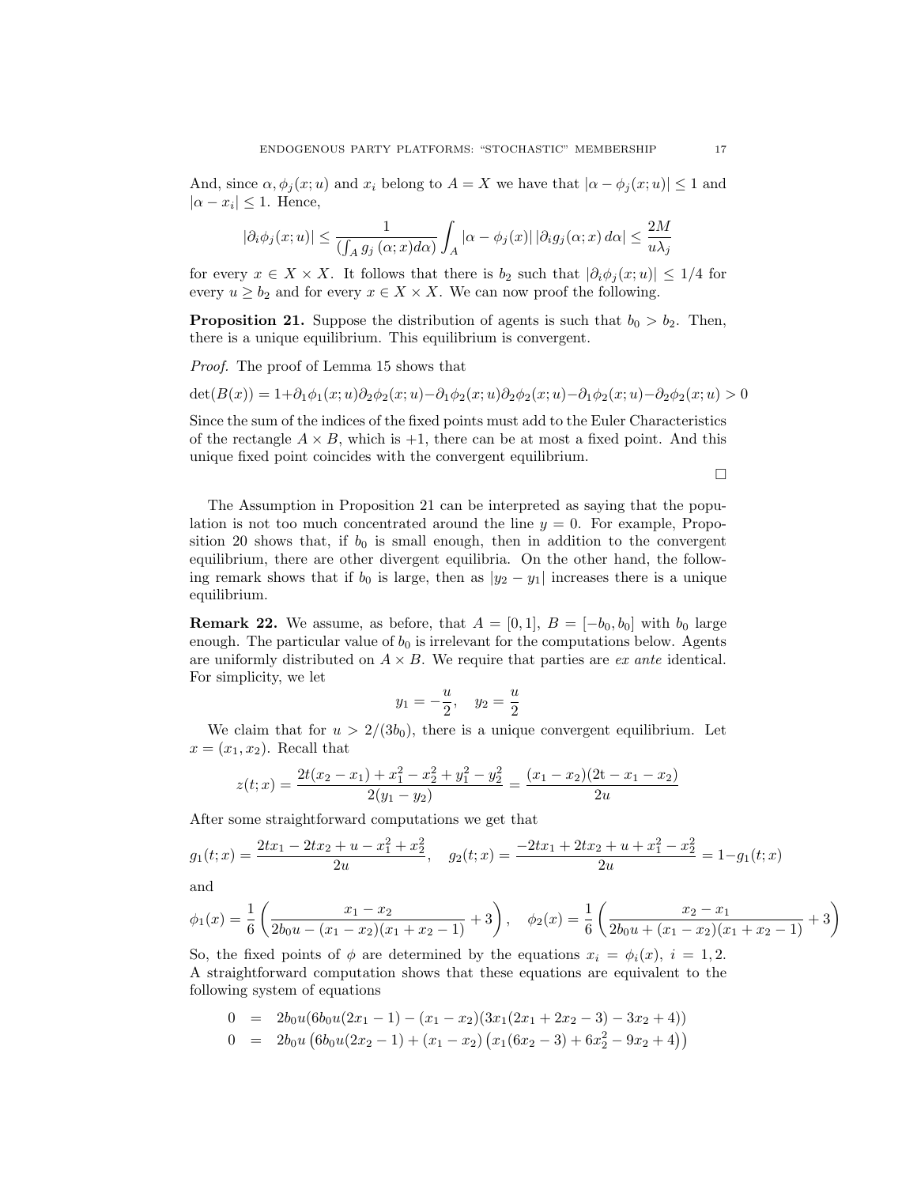And, since $\alpha, \phi_j(x;u)$ and $x_i$ belong to $A = X$ we have that $|\alpha - \phi_j(x;u)| \leq 1$ and $|\alpha - x_i| \leq 1$. Hence,

$$|\partial_i \phi_j(x;u)| \leq \frac{1}{\left(\int_A g_j(\alpha;x)d\alpha\right)} \int_A |\alpha - \phi_j(x)| \, |\partial_i g_j(\alpha;x)\, d\alpha| \leq \frac{2M}{u\lambda_j}$$

for every $x \in X \times X$. It follows that there is $b_2$ such that $|\partial_i \phi_j(x;u)| \leq 1/4$ for every $u \geq b_2$ and for every $x \in X \times X$. We can now proof the following.

**Proposition 21.** Suppose the distribution of agents is such that $b_0 > b_2$. Then, there is a unique equilibrium. This equilibrium is convergent.

*Proof.* The proof of Lemma 15 shows that

$$\det(B(x)) = 1 + \partial_1\phi_1(x;u)\partial_2\phi_2(x;u) - \partial_1\phi_2(x;u)\partial_2\phi_2(x;u) - \partial_1\phi_2(x;u) - \partial_2\phi_2(x;u) > 0$$

Since the sum of the indices of the fixed points must add to the Euler Characteristics of the rectangle $A \times B$, which is $+1$, there can be at most a fixed point. And this unique fixed point coincides with the convergent equilibrium. ∎

The Assumption in Proposition 21 can be interpreted as saying that the population is not too much concentrated around the line $y = 0$. For example, Proposition 20 shows that, if $b_0$ is small enough, then in addition to the convergent equilibrium, there are other divergent equilibria. On the other hand, the following remark shows that if $b_0$ is large, then as $|y_2 - y_1|$ increases there is a unique equilibrium.

**Remark 22.** We assume, as before, that $A = [0,1]$, $B = [-b_0, b_0]$ with $b_0$ large enough. The particular value of $b_0$ is irrelevant for the computations below. Agents are uniformly distributed on $A \times B$. We require that parties are *ex ante* identical. For simplicity, we let

$$y_1 = -\frac{u}{2}, \quad y_2 = \frac{u}{2}$$

We claim that for $u > 2/(3b_0)$, there is a unique convergent equilibrium. Let $x = (x_1, x_2)$. Recall that

$$z(t;x) = \frac{2t(x_2 - x_1) + x_1^2 - x_2^2 + y_1^2 - y_2^2}{2(y_1 - y_2)} = \frac{(x_1 - x_2)(2\mathrm{t} - x_1 - x_2)}{2u}$$

After some straightforward computations we get that

$$g_1(t;x) = \frac{2tx_1 - 2tx_2 + u - x_1^2 + x_2^2}{2u}, \quad g_2(t;x) = \frac{-2tx_1 + 2tx_2 + u + x_1^2 - x_2^2}{2u} = 1 - g_1(t;x)$$

and

$$\phi_1(x) = \frac{1}{6}\left(\frac{x_1 - x_2}{2b_0u - (x_1 - x_2)(x_1 + x_2 - 1)} + 3\right), \quad \phi_2(x) = \frac{1}{6}\left(\frac{x_2 - x_1}{2b_0u + (x_1 - x_2)(x_1 + x_2 - 1)} + 3\right)$$

So, the fixed points of $\phi$ are determined by the equations $x_i = \phi_i(x)$, $i = 1, 2$. A straightforward computation shows that these equations are equivalent to the following system of equations

$$\begin{aligned}
0 &= 2b_0u(6b_0u(2x_1 - 1) - (x_1 - x_2)(3x_1(2x_1 + 2x_2 - 3) - 3x_2 + 4)) \\
0 &= 2b_0u\left(6b_0u(2x_2 - 1) + (x_1 - x_2)\left(x_1(6x_2 - 3) + 6x_2^2 - 9x_2 + 4\right)\right)
\end{aligned}$$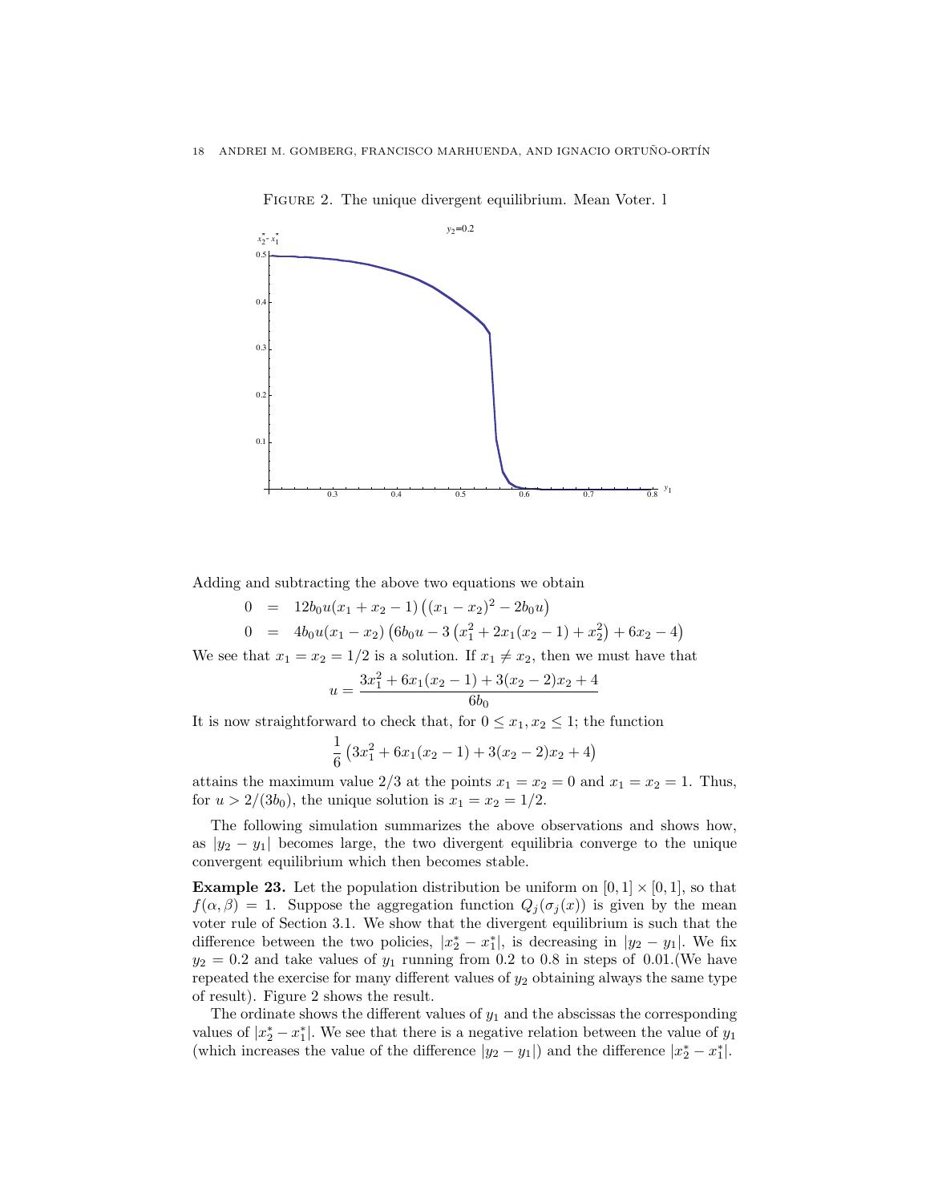FIGURE 2. The unique divergent equilibrium. Mean Voter. 1

Adding and subtracting the above two equations we obtain

$$
\begin{aligned}
0 &= 12b_0u(x_1+x_2-1)\left((x_1-x_2)^2-2b_0u\right) \\
0 &= 4b_0u(x_1-x_2)\left(6b_0u-3\left(x_1^2+2x_1(x_2-1)+x_2^2\right)+6x_2-4\right)
\end{aligned}
$$

We see that $x_1 = x_2 = 1/2$ is a solution. If $x_1 \neq x_2$, then we must have that

$$
u = \frac{3x_1^2+6x_1(x_2-1)+3(x_2-2)x_2+4}{6b_0}
$$

It is now straightforward to check that, for $0 \leq x_1, x_2 \leq 1$; the function

$$
\frac{1}{6}\left(3x_1^2+6x_1(x_2-1)+3(x_2-2)x_2+4\right)
$$

attains the maximum value $2/3$ at the points $x_1 = x_2 = 0$ and $x_1 = x_2 = 1$. Thus, for $u > 2/(3b_0)$, the unique solution is $x_1 = x_2 = 1/2$.

The following simulation summarizes the above observations and shows how, as $|y_2 - y_1|$ becomes large, the two divergent equilibria converge to the unique convergent equilibrium which then becomes stable.

**Example 23.** Let the population distribution be uniform on $[0,1]\times[0,1]$, so that $f(\alpha,\beta) = 1$. Suppose the aggregation function $Q_j(\sigma_j(x))$ is given by the mean voter rule of Section 3.1. We show that the divergent equilibrium is such that the difference between the two policies, $|x_2^* - x_1^*|$, is decreasing in $|y_2 - y_1|$. We fix $y_2 = 0.2$ and take values of $y_1$ running from 0.2 to 0.8 in steps of 0.01.(We have repeated the exercise for many different values of $y_2$ obtaining always the same type of result). Figure 2 shows the result.

The ordinate shows the different values of $y_1$ and the abscissas the corresponding values of $|x_2^* - x_1^*|$. We see that there is a negative relation between the value of $y_1$ (which increases the value of the difference $|y_2 - y_1|$) and the difference $|x_2^* - x_1^*|$.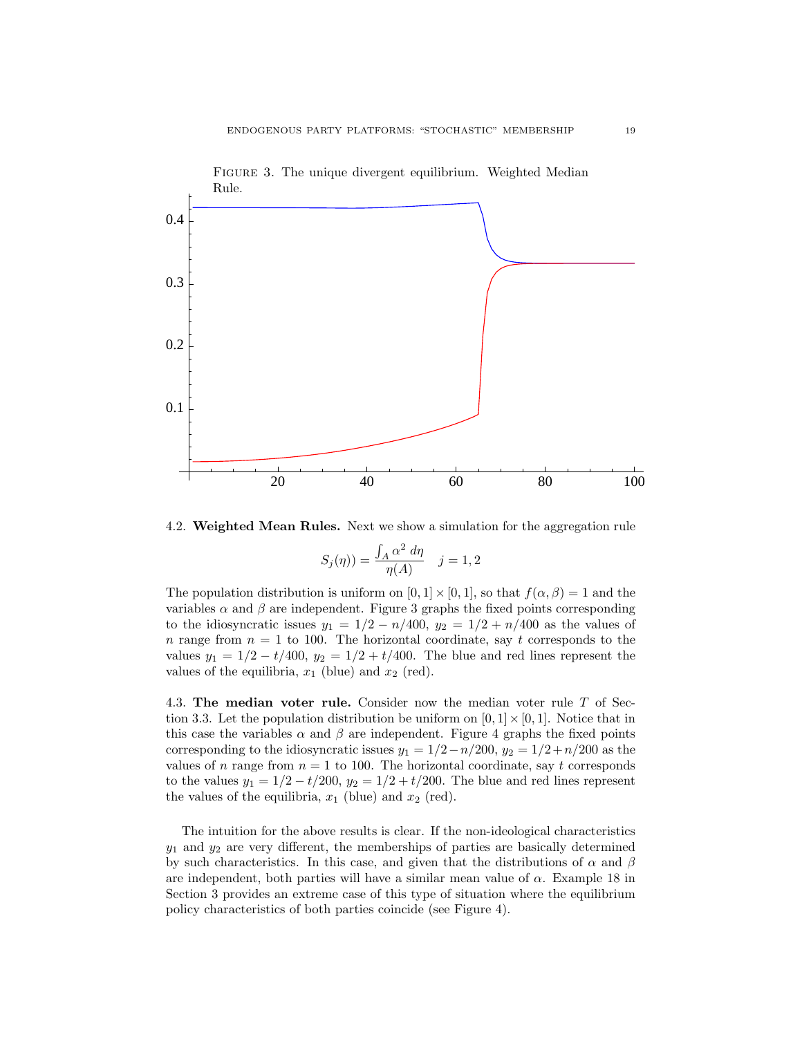Figure 3. The unique divergent equilibrium. Weighted Median Rule.

**4.2. Weighted Mean Rules.** Next we show a simulation for the aggregation rule

$$S_j(\eta)) = \frac{\int_A \alpha^2 \, d\eta}{\eta(A)} \quad j = 1, 2$$

The population distribution is uniform on $[0,1] \times [0,1]$, so that $f(\alpha, \beta) = 1$ and the variables $\alpha$ and $\beta$ are independent. Figure 3 graphs the fixed points corresponding to the idiosyncratic issues $y_1 = 1/2 - n/400$, $y_2 = 1/2 + n/400$ as the values of $n$ range from $n = 1$ to 100. The horizontal coordinate, say $t$ corresponds to the values $y_1 = 1/2 - t/400$, $y_2 = 1/2 + t/400$. The blue and red lines represent the values of the equilibria, $x_1$ (blue) and $x_2$ (red).

**4.3. The median voter rule.** Consider now the median voter rule $T$ of Section 3.3. Let the population distribution be uniform on $[0,1] \times [0,1]$. Notice that in this case the variables $\alpha$ and $\beta$ are independent. Figure 4 graphs the fixed points corresponding to the idiosyncratic issues $y_1 = 1/2 - n/200$, $y_2 = 1/2 + n/200$ as the values of $n$ range from $n = 1$ to 100. The horizontal coordinate, say $t$ corresponds to the values $y_1 = 1/2 - t/200$, $y_2 = 1/2 + t/200$. The blue and red lines represent the values of the equilibria, $x_1$ (blue) and $x_2$ (red).

The intuition for the above results is clear. If the non-ideological characteristics $y_1$ and $y_2$ are very different, the memberships of parties are basically determined by such characteristics. In this case, and given that the distributions of $\alpha$ and $\beta$ are independent, both parties will have a similar mean value of $\alpha$. Example 18 in Section 3 provides an extreme case of this type of situation where the equilibrium policy characteristics of both parties coincide (see Figure 4).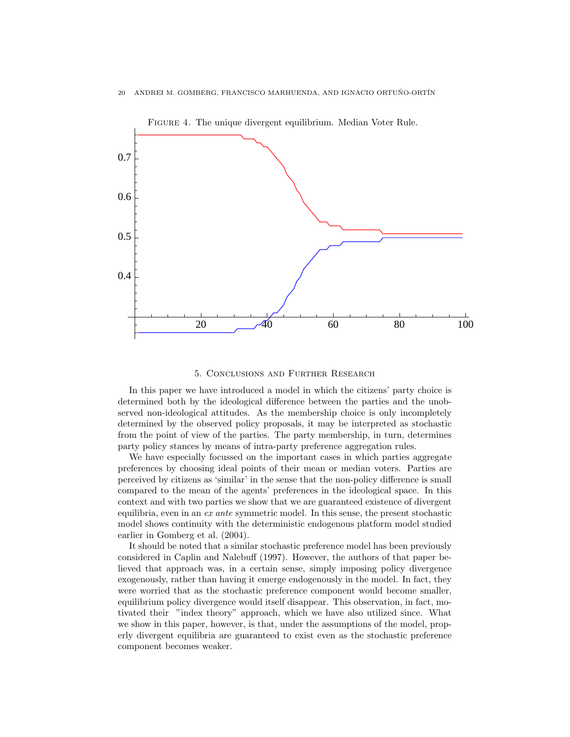Figure 4. The unique divergent equilibrium. Median Voter Rule.

## 5. Conclusions and Further Research

In this paper we have introduced a model in which the citizens' party choice is determined both by the ideological difference between the parties and the unobserved non-ideological attitudes. As the membership choice is only incompletely determined by the observed policy proposals, it may be interpreted as stochastic from the point of view of the parties. The party membership, in turn, determines party policy stances by means of intra-party preference aggregation rules.

We have especially focussed on the important cases in which parties aggregate preferences by choosing ideal points of their mean or median voters. Parties are perceived by citizens as 'similar' in the sense that the non-policy difference is small compared to the mean of the agents' preferences in the ideological space. In this context and with two parties we show that we are guaranteed existence of divergent equilibria, even in an *ex ante* symmetric model. In this sense, the present stochastic model shows continuity with the deterministic endogenous platform model studied earlier in Gomberg et al. (2004).

It should be noted that a similar stochastic preference model has been previously considered in Caplin and Nalebuff (1997). However, the authors of that paper believed that approach was, in a certain sense, simply imposing policy divergence exogenously, rather than having it emerge endogenously in the model. In fact, they were worried that as the stochastic preference component would become smaller, equilibrium policy divergence would itself disappear. This observation, in fact, motivated their "index theory" approach, which we have also utilized since. What we show in this paper, however, is that, under the assumptions of the model, properly divergent equilibria are guaranteed to exist even as the stochastic preference component becomes weaker.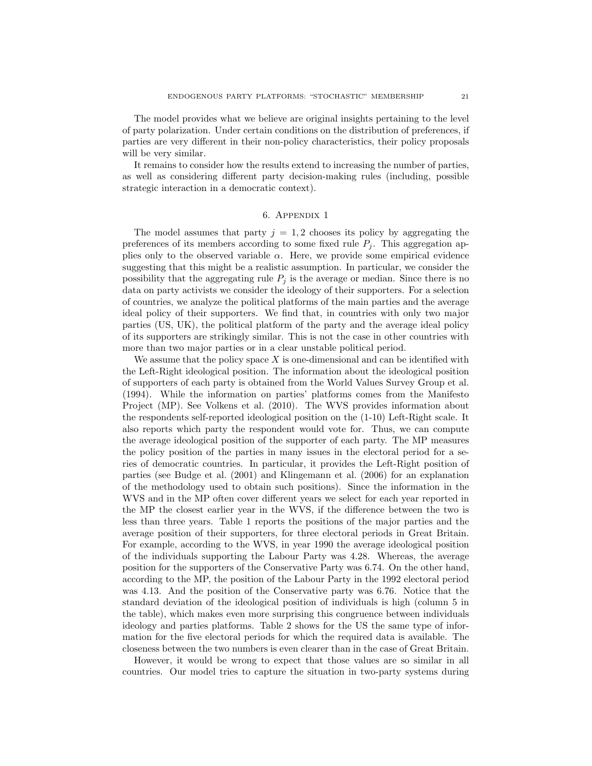The model provides what we believe are original insights pertaining to the level of party polarization. Under certain conditions on the distribution of preferences, if parties are very different in their non-policy characteristics, their policy proposals will be very similar.

It remains to consider how the results extend to increasing the number of parties, as well as considering different party decision-making rules (including, possible strategic interaction in a democratic context).

## 6. Appendix 1

The model assumes that party $j = 1, 2$ chooses its policy by aggregating the preferences of its members according to some fixed rule $P_j$. This aggregation applies only to the observed variable $\alpha$. Here, we provide some empirical evidence suggesting that this might be a realistic assumption. In particular, we consider the possibility that the aggregating rule $P_j$ is the average or median. Since there is no data on party activists we consider the ideology of their supporters. For a selection of countries, we analyze the political platforms of the main parties and the average ideal policy of their supporters. We find that, in countries with only two major parties (US, UK), the political platform of the party and the average ideal policy of its supporters are strikingly similar. This is not the case in other countries with more than two major parties or in a clear unstable political period.

We assume that the policy space $X$ is one-dimensional and can be identified with the Left-Right ideological position. The information about the ideological position of supporters of each party is obtained from the World Values Survey Group et al. (1994). While the information on parties' platforms comes from the Manifesto Project (MP). See Volkens et al. (2010). The WVS provides information about the respondents self-reported ideological position on the (1-10) Left-Right scale. It also reports which party the respondent would vote for. Thus, we can compute the average ideological position of the supporter of each party. The MP measures the policy position of the parties in many issues in the electoral period for a series of democratic countries. In particular, it provides the Left-Right position of parties (see Budge et al. (2001) and Klingemann et al. (2006) for an explanation of the methodology used to obtain such positions). Since the information in the WVS and in the MP often cover different years we select for each year reported in the MP the closest earlier year in the WVS, if the difference between the two is less than three years. Table 1 reports the positions of the major parties and the average position of their supporters, for three electoral periods in Great Britain. For example, according to the WVS, in year 1990 the average ideological position of the individuals supporting the Labour Party was 4.28. Whereas, the average position for the supporters of the Conservative Party was 6.74. On the other hand, according to the MP, the position of the Labour Party in the 1992 electoral period was 4.13. And the position of the Conservative party was 6.76. Notice that the standard deviation of the ideological position of individuals is high (column 5 in the table), which makes even more surprising this congruence between individuals ideology and parties platforms. Table 2 shows for the US the same type of information for the five electoral periods for which the required data is available. The closeness between the two numbers is even clearer than in the case of Great Britain.

However, it would be wrong to expect that those values are so similar in all countries. Our model tries to capture the situation in two-party systems during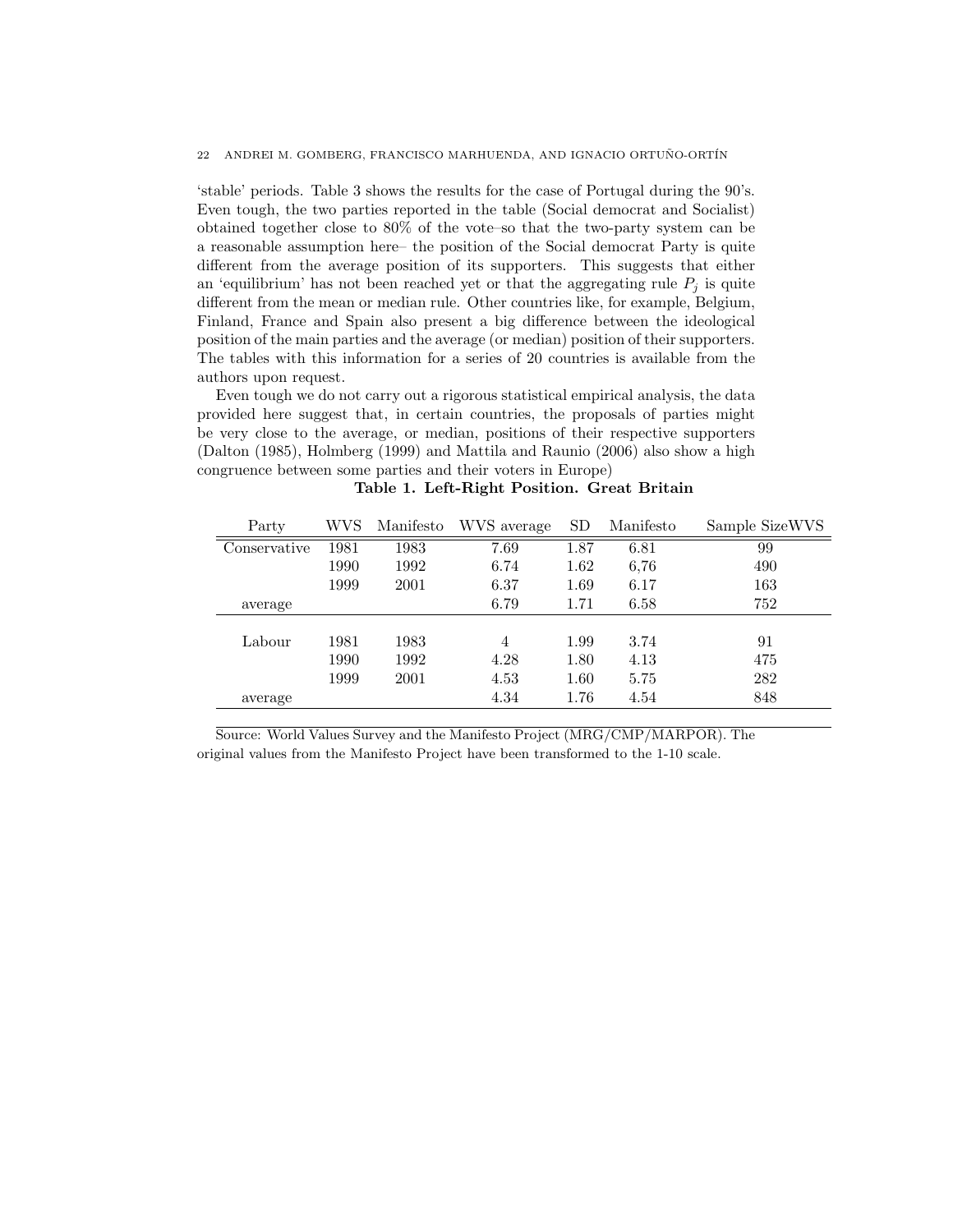'stable' periods. Table 3 shows the results for the case of Portugal during the 90's. Even tough, the two parties reported in the table (Social democrat and Socialist) obtained together close to 80% of the vote–so that the two-party system can be a reasonable assumption here– the position of the Social democrat Party is quite different from the average position of its supporters. This suggests that either an 'equilibrium' has not been reached yet or that the aggregating rule $P_j$ is quite different from the mean or median rule. Other countries like, for example, Belgium, Finland, France and Spain also present a big difference between the ideological position of the main parties and the average (or median) position of their supporters. The tables with this information for a series of 20 countries is available from the authors upon request.

Even tough we do not carry out a rigorous statistical empirical analysis, the data provided here suggest that, in certain countries, the proposals of parties might be very close to the average, or median, positions of their respective supporters (Dalton (1985), Holmberg (1999) and Mattila and Raunio (2006) also show a high congruence between some parties and their voters in Europe)

**Table 1. Left-Right Position. Great Britain**

| Party | WVS | Manifesto | WVS average | SD | Manifesto | Sample SizeWVS |
|---|---|---|---|---|---|---|
| Conservative | 1981 | 1983 | 7.69 | 1.87 | 6.81 | 99 |
| | 1990 | 1992 | 6.74 | 1.62 | 6,76 | 490 |
| | 1999 | 2001 | 6.37 | 1.69 | 6.17 | 163 |
| average | | | 6.79 | 1.71 | 6.58 | 752 |
| Labour | 1981 | 1983 | 4 | 1.99 | 3.74 | 91 |
| | 1990 | 1992 | 4.28 | 1.80 | 4.13 | 475 |
| | 1999 | 2001 | 4.53 | 1.60 | 5.75 | 282 |
| average | | | 4.34 | 1.76 | 4.54 | 848 |

Source: World Values Survey and the Manifesto Project (MRG/CMP/MARPOR). The original values from the Manifesto Project have been transformed to the 1-10 scale.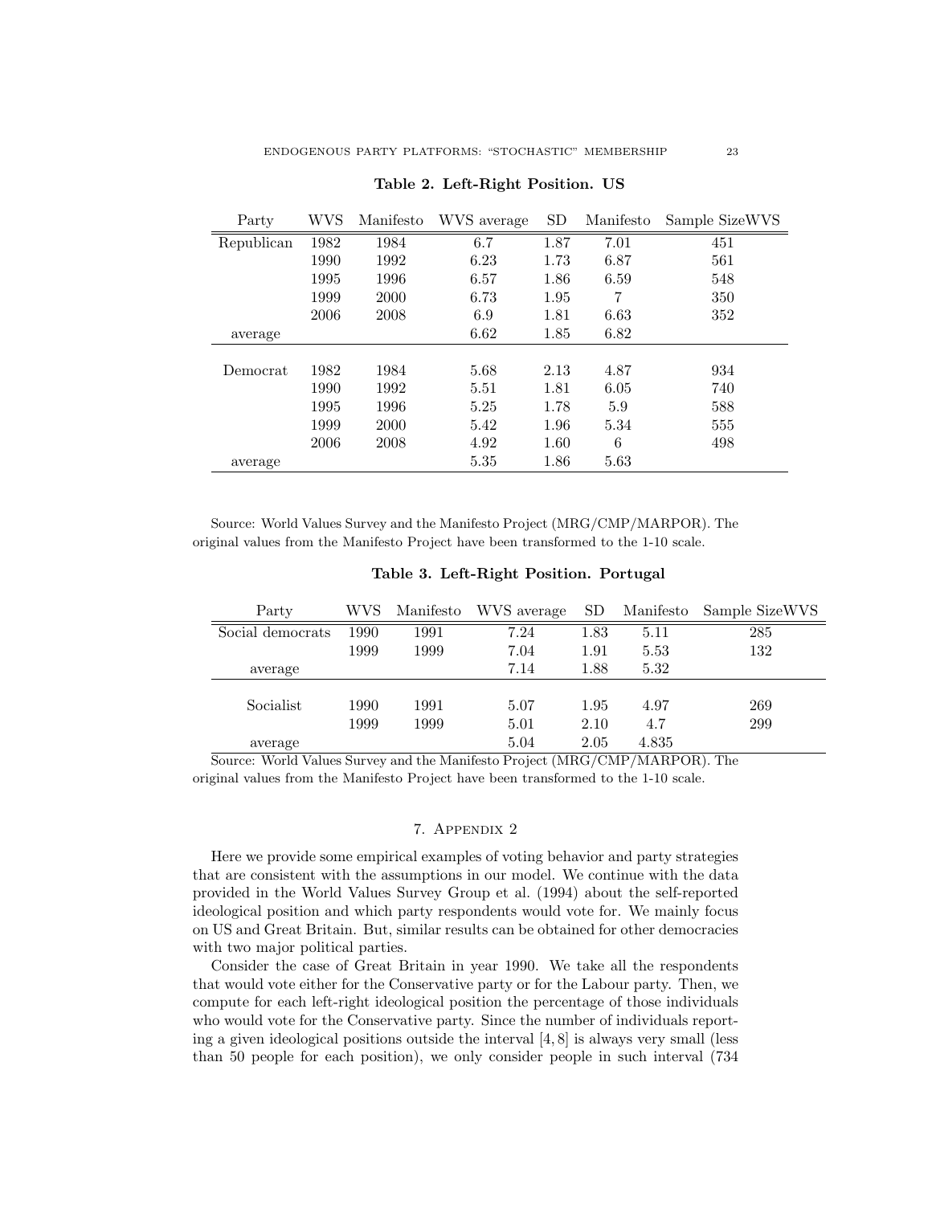**Table 2. Left-Right Position. US**

| Party | WVS | Manifesto | WVS average | SD | Manifesto | Sample SizeWVS |
|---|---|---|---|---|---|---|
| Republican | 1982 | 1984 | 6.7 | 1.87 | 7.01 | 451 |
| | 1990 | 1992 | 6.23 | 1.73 | 6.87 | 561 |
| | 1995 | 1996 | 6.57 | 1.86 | 6.59 | 548 |
| | 1999 | 2000 | 6.73 | 1.95 | 7 | 350 |
| | 2006 | 2008 | 6.9 | 1.81 | 6.63 | 352 |
| average | | | 6.62 | 1.85 | 6.82 | |
| Democrat | 1982 | 1984 | 5.68 | 2.13 | 4.87 | 934 |
| | 1990 | 1992 | 5.51 | 1.81 | 6.05 | 740 |
| | 1995 | 1996 | 5.25 | 1.78 | 5.9 | 588 |
| | 1999 | 2000 | 5.42 | 1.96 | 5.34 | 555 |
| | 2006 | 2008 | 4.92 | 1.60 | 6 | 498 |
| average | | | 5.35 | 1.86 | 5.63 | |

Source: World Values Survey and the Manifesto Project (MRG/CMP/MARPOR). The original values from the Manifesto Project have been transformed to the 1-10 scale.

**Table 3. Left-Right Position. Portugal**

| Party | WVS | Manifesto | WVS average | SD | Manifesto | Sample SizeWVS |
|---|---|---|---|---|---|---|
| Social democrats | 1990 | 1991 | 7.24 | 1.83 | 5.11 | 285 |
| | 1999 | 1999 | 7.04 | 1.91 | 5.53 | 132 |
| average | | | 7.14 | 1.88 | 5.32 | |
| Socialist | 1990 | 1991 | 5.07 | 1.95 | 4.97 | 269 |
| | 1999 | 1999 | 5.01 | 2.10 | 4.7 | 299 |
| average | | | 5.04 | 2.05 | 4.835 | |

Source: World Values Survey and the Manifesto Project (MRG/CMP/MARPOR). The original values from the Manifesto Project have been transformed to the 1-10 scale.

## 7. Appendix 2

Here we provide some empirical examples of voting behavior and party strategies that are consistent with the assumptions in our model. We continue with the data provided in the World Values Survey Group et al. (1994) about the self-reported ideological position and which party respondents would vote for. We mainly focus on US and Great Britain. But, similar results can be obtained for other democracies with two major political parties.

Consider the case of Great Britain in year 1990. We take all the respondents that would vote either for the Conservative party or for the Labour party. Then, we compute for each left-right ideological position the percentage of those individuals who would vote for the Conservative party. Since the number of individuals reporting a given ideological positions outside the interval $[4, 8]$ is always very small (less than 50 people for each position), we only consider people in such interval (734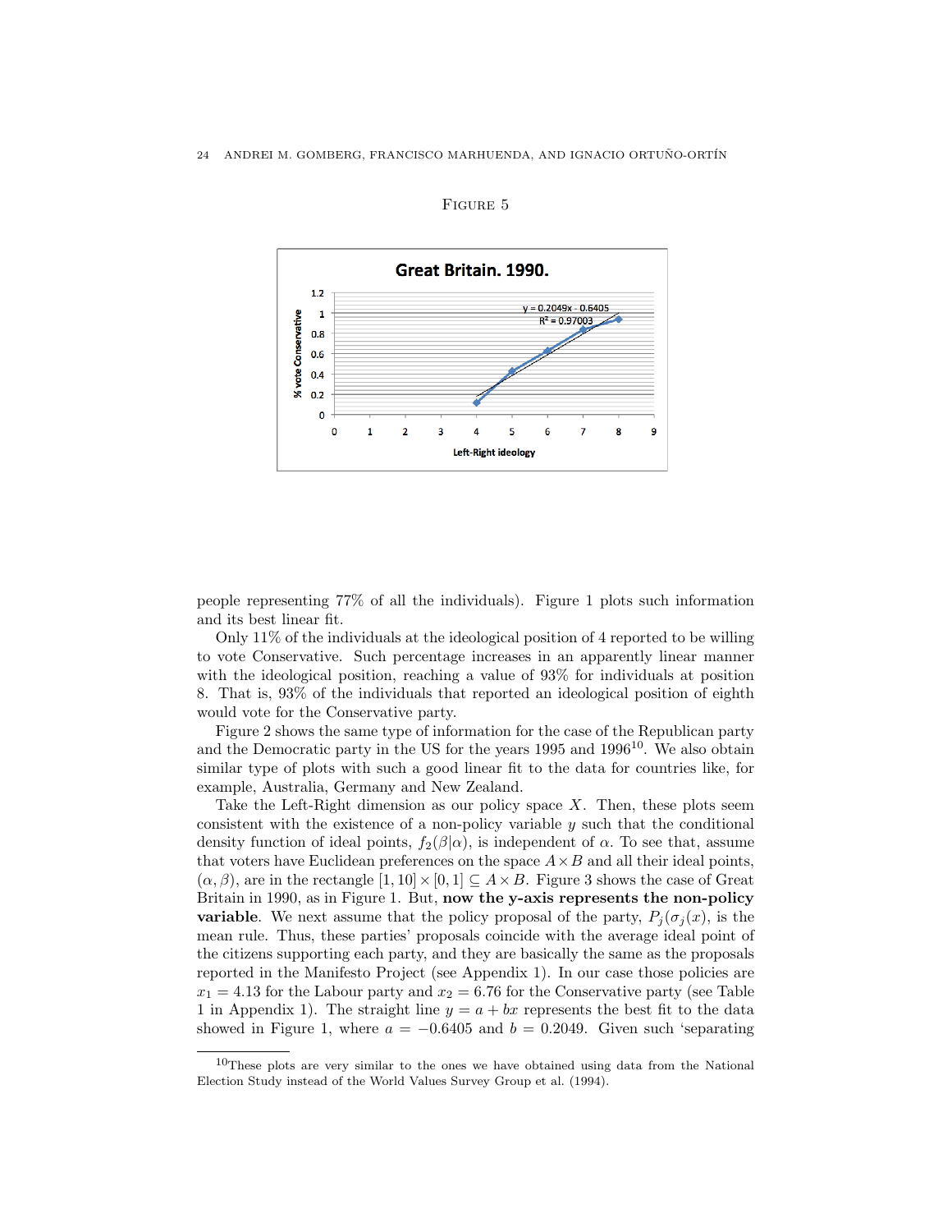FIGURE 5

people representing 77% of all the individuals). Figure 1 plots such information and its best linear fit.

Only 11% of the individuals at the ideological position of 4 reported to be willing to vote Conservative. Such percentage increases in an apparently linear manner with the ideological position, reaching a value of 93% for individuals at position 8. That is, 93% of the individuals that reported an ideological position of eighth would vote for the Conservative party.

Figure 2 shows the same type of information for the case of the Republican party and the Democratic party in the US for the years 1995 and 1996[10]. We also obtain similar type of plots with such a good linear fit to the data for countries like, for example, Australia, Germany and New Zealand.

Take the Left-Right dimension as our policy space $X$. Then, these plots seem consistent with the existence of a non-policy variable $y$ such that the conditional density function of ideal points, $f_2(\beta|\alpha)$, is independent of $\alpha$. To see that, assume that voters have Euclidean preferences on the space $A \times B$ and all their ideal points, $(\alpha, \beta)$, are in the rectangle $[1, 10] \times [0, 1] \subseteq A \times B$. Figure 3 shows the case of Great Britain in 1990, as in Figure 1. But, **now the y-axis represents the non-policy variable**. We next assume that the policy proposal of the party, $P_j(\sigma_j(x))$, is the mean rule. Thus, these parties' proposals coincide with the average ideal point of the citizens supporting each party, and they are basically the same as the proposals reported in the Manifesto Project (see Appendix 1). In our case those policies are $x_1 = 4.13$ for the Labour party and $x_2 = 6.76$ for the Conservative party (see Table 1 in Appendix 1). The straight line $y = a + bx$ represents the best fit to the data showed in Figure 1, where $a = -0.6405$ and $b = 0.2049$. Given such 'separating

[10]These plots are very similar to the ones we have obtained using data from the National Election Study instead of the World Values Survey Group et al. (1994).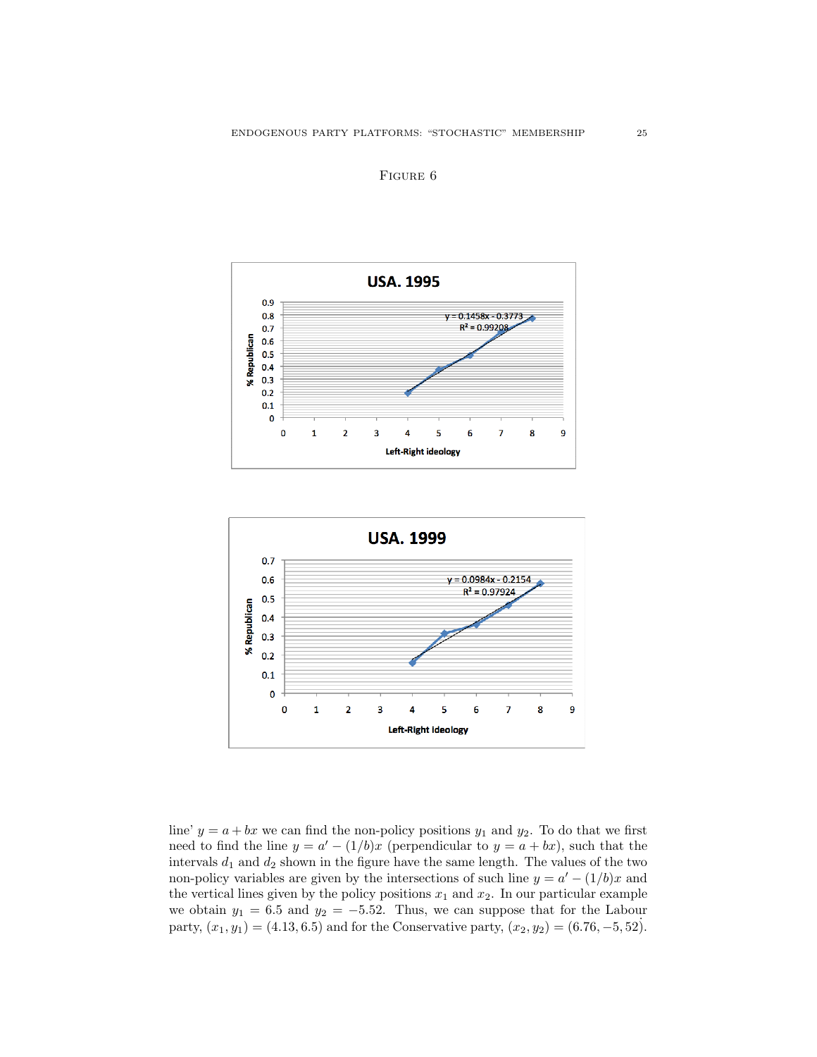FIGURE 6

line' $y = a + bx$ we can find the non-policy positions $y_1$ and $y_2$. To do that we first need to find the line $y = a' - (1/b)x$ (perpendicular to $y = a + bx$), such that the intervals $d_1$ and $d_2$ shown in the figure have the same length. The values of the two non-policy variables are given by the intersections of such line $y = a' - (1/b)x$ and the vertical lines given by the policy positions $x_1$ and $x_2$. In our particular example we obtain $y_1 = 6.5$ and $y_2 = -5.52$. Thus, we can suppose that for the Labour party, $(x_1, y_1) = (4.13, 6.5)$ and for the Conservative party, $(x_2, y_2) = (6.76, -5, 52)$.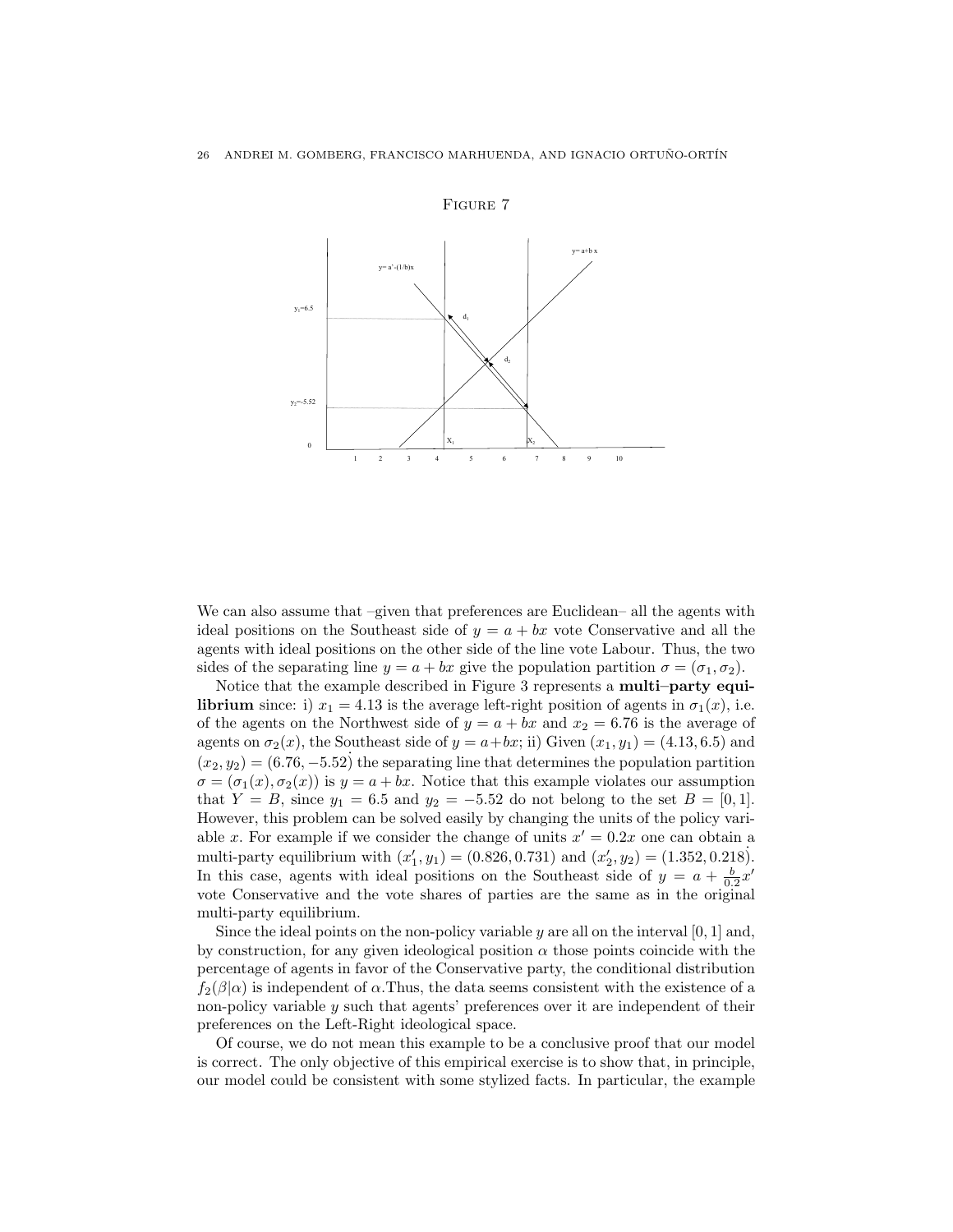FIGURE 7

We can also assume that –given that preferences are Euclidean– all the agents with ideal positions on the Southeast side of $y = a + bx$ vote Conservative and all the agents with ideal positions on the other side of the line vote Labour. Thus, the two sides of the separating line $y = a + bx$ give the population partition $\sigma = (\sigma_1, \sigma_2)$.

Notice that the example described in Figure 3 represents a **multi–party equilibrium** since: i) $x_1 = 4.13$ is the average left-right position of agents in $\sigma_1(x)$, i.e. of the agents on the Northwest side of $y = a + bx$ and $x_2 = 6.76$ is the average of agents on $\sigma_2(x)$, the Southeast side of $y = a+bx$; ii) Given $(x_1, y_1) = (4.13, 6.5)$ and $(x_2, y_2) = (6.76, -5.52)$ the separating line that determines the population partition $\sigma = (\sigma_1(x), \sigma_2(x))$ is $y = a + bx$. Notice that this example violates our assumption that $Y = B$, since $y_1 = 6.5$ and $y_2 = -5.52$ do not belong to the set $B = [0, 1]$. However, this problem can be solved easily by changing the units of the policy variable $x$. For example if we consider the change of units $x' = 0.2x$ one can obtain a multi-party equilibrium with $(x'_1, y_1) = (0.826, 0.731)$ and $(x'_2, y_2) = (1.352, 0.218)$. In this case, agents with ideal positions on the Southeast side of $y = a + \frac{b}{0.2}x'$ vote Conservative and the vote shares of parties are the same as in the original multi-party equilibrium.

Since the ideal points on the non-policy variable $y$ are all on the interval $[0, 1]$ and, by construction, for any given ideological position $\alpha$ those points coincide with the percentage of agents in favor of the Conservative party, the conditional distribution $f_2(\beta|\alpha)$ is independent of $\alpha$.Thus, the data seems consistent with the existence of a non-policy variable $y$ such that agents' preferences over it are independent of their preferences on the Left-Right ideological space.

Of course, we do not mean this example to be a conclusive proof that our model is correct. The only objective of this empirical exercise is to show that, in principle, our model could be consistent with some stylized facts. In particular, the example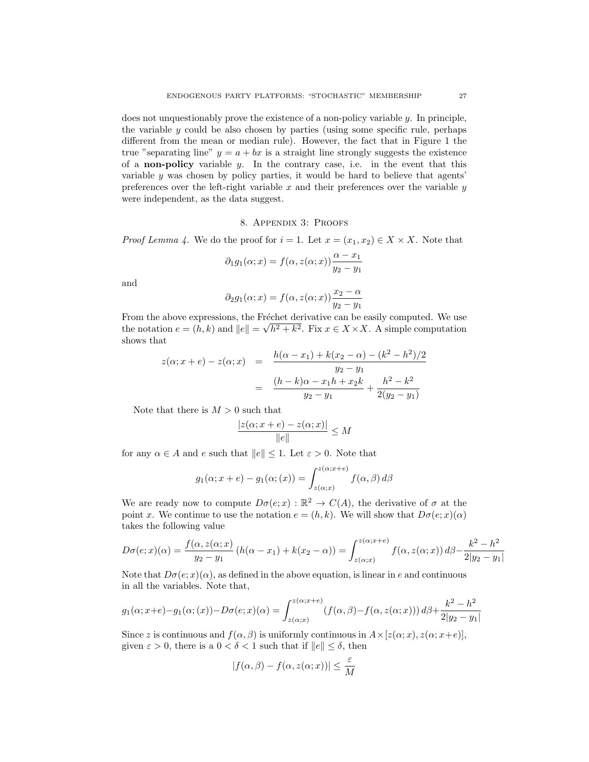does not unquestionably prove the existence of a non-policy variable $y$. In principle, the variable $y$ could be also chosen by parties (using some specific rule, perhaps different from the mean or median rule). However, the fact that in Figure 1 the true "separating line" $y = a + bx$ is a straight line strongly suggests the existence of a **non-policy** variable $y$. In the contrary case, i.e. in the event that this variable $y$ was chosen by policy parties, it would be hard to believe that agents' preferences over the left-right variable $x$ and their preferences over the variable $y$ were independent, as the data suggest.

## 8. Appendix 3: Proofs

*Proof Lemma 4.* We do the proof for $i = 1$. Let $x = (x_1, x_2) \in X \times X$. Note that

$$\partial_1 g_1(\alpha; x) = f(\alpha, z(\alpha; x))\frac{\alpha - x_1}{y_2 - y_1}$$

and

$$\partial_2 g_1(\alpha; x) = f(\alpha, z(\alpha; x))\frac{x_2 - \alpha}{y_2 - y_1}$$

From the above expressions, the Fréchet derivative can be easily computed. We use the notation $e = (h, k)$ and $\|e\| = \sqrt{h^2 + k^2}$. Fix $x \in X \times X$. A simple computation shows that

$$\begin{aligned} z(\alpha; x + e) - z(\alpha; x) &= \frac{h(\alpha - x_1) + k(x_2 - \alpha) - (k^2 - h^2)/2}{y_2 - y_1} \\ &= \frac{(h - k)\alpha - x_1 h + x_2 k}{y_2 - y_1} + \frac{h^2 - k^2}{2(y_2 - y_1)} \end{aligned}$$

Note that there is $M > 0$ such that

$$\frac{|z(\alpha; x + e) - z(\alpha; x)|}{\|e\|} \leq M$$

for any $\alpha \in A$ and $e$ such that $\|e\| \leq 1$. Let $\varepsilon > 0$. Note that

$$g_1(\alpha; x + e) - g_1(\alpha; (x)) = \int_{z(\alpha;x)}^{z(\alpha;x+e)} f(\alpha, \beta)\, d\beta$$

We are ready now to compute $D\sigma(e; x) : \mathbb{R}^2 \to C(A)$, the derivative of $\sigma$ at the point $x$. We continue to use the notation $e = (h, k)$. We will show that $D\sigma(e; x)(\alpha)$ takes the following value

$$D\sigma(e; x)(\alpha) = \frac{f(\alpha, z(\alpha; x)}{y_2 - y_1}\left(h(\alpha - x_1) + k(x_2 - \alpha)\right) = \int_{z(\alpha;x)}^{z(\alpha;x+e)} f(\alpha, z(\alpha; x))\, d\beta - \frac{k^2 - h^2}{2|y_2 - y_1|}$$

Note that $D\sigma(e; x)(\alpha)$, as defined in the above equation, is linear in $e$ and continuous in all the variables. Note that,

$$g_1(\alpha; x+e) - g_1(\alpha; (x)) - D\sigma(e; x)(\alpha) = \int_{z(\alpha;x)}^{z(\alpha;x+e)} (f(\alpha, \beta) - f(\alpha, z(\alpha; x)))\, d\beta + \frac{k^2 - h^2}{2|y_2 - y_1|}$$

Since $z$ is continuous and $f(\alpha, \beta)$ is uniformly continuous in $A \times [z(\alpha; x), z(\alpha; x+e)]$, given $\varepsilon > 0$, there is a $0 < \delta < 1$ such that if $\|e\| \leq \delta$, then

$$|f(\alpha, \beta) - f(\alpha, z(\alpha; x))| \leq \frac{\varepsilon}{M}$$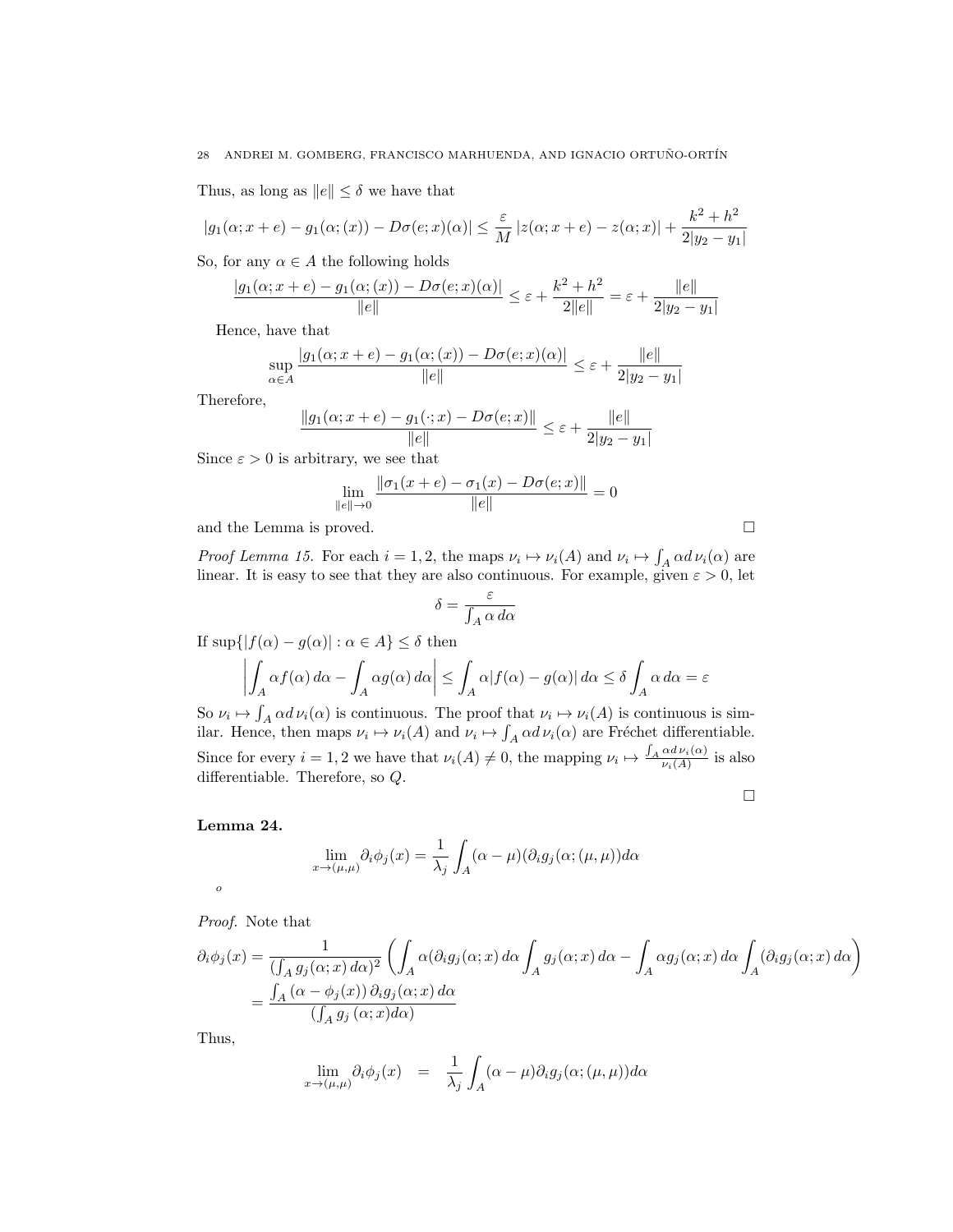Thus, as long as $\|e\| \leq \delta$ we have that

$$|g_1(\alpha; x+e) - g_1(\alpha;(x)) - D\sigma(e;x)(\alpha)| \leq \frac{\varepsilon}{M}\,|z(\alpha; x+e) - z(\alpha;x)| + \frac{k^2+h^2}{2|y_2-y_1|}$$

So, for any $\alpha \in A$ the following holds

$$\frac{|g_1(\alpha; x+e) - g_1(\alpha;(x)) - D\sigma(e;x)(\alpha)|}{\|e\|} \leq \varepsilon + \frac{k^2+h^2}{2\|e\|} = \varepsilon + \frac{\|e\|}{2|y_2-y_1|}$$

Hence, have that

$$\sup_{\alpha\in A} \frac{|g_1(\alpha; x+e) - g_1(\alpha;(x)) - D\sigma(e;x)(\alpha)|}{\|e\|} \leq \varepsilon + \frac{\|e\|}{2|y_2-y_1|}$$

Therefore,

$$\frac{\|g_1(\alpha; x+e) - g_1(\cdot;x) - D\sigma(e;x)\|}{\|e\|} \leq \varepsilon + \frac{\|e\|}{2|y_2-y_1|}$$

Since $\varepsilon > 0$ is arbitrary, we see that

$$\lim_{\|e\|\to 0} \frac{\|\sigma_1(x+e) - \sigma_1(x) - D\sigma(e;x)\|}{\|e\|} = 0$$

and the Lemma is proved. □

*Proof Lemma 15.* For each $i = 1, 2$, the maps $\nu_i \mapsto \nu_i(A)$ and $\nu_i \mapsto \int_A \alpha d\,\nu_i(\alpha)$ are linear. It is easy to see that they are also continuous. For example, given $\varepsilon > 0$, let

$$\delta = \frac{\varepsilon}{\int_A \alpha\, d\alpha}$$

If $\sup\{|f(\alpha) - g(\alpha)| : \alpha \in A\} \leq \delta$ then

$$\left|\int_A \alpha f(\alpha)\, d\alpha - \int_A \alpha g(\alpha)\, d\alpha\right| \leq \int_A \alpha|f(\alpha) - g(\alpha)|\, d\alpha \leq \delta \int_A \alpha\, d\alpha = \varepsilon$$

So $\nu_i \mapsto \int_A \alpha d\,\nu_i(\alpha)$ is continuous. The proof that $\nu_i \mapsto \nu_i(A)$ is continuous is similar. Hence, then maps $\nu_i \mapsto \nu_i(A)$ and $\nu_i \mapsto \int_A \alpha d\,\nu_i(\alpha)$ are Fréchet differentiable. Since for every $i = 1, 2$ we have that $\nu_i(A) \neq 0$, the mapping $\nu_i \mapsto \frac{\int_A \alpha d\,\nu_i(\alpha)}{\nu_i(A)}$ is also differentiable. Therefore, so $Q$. □

**Lemma 24.**

$$\lim_{x\to(\mu,\mu)} \partial_i \phi_j(x) = \frac{1}{\lambda_j}\int_A (\alpha - \mu)(\partial_i g_j(\alpha;(\mu,\mu))d\alpha$$

*o*

*Proof.* Note that

$$\begin{aligned}
\partial_i\phi_j(x) &= \frac{1}{(\int_A g_j(\alpha;x)\,d\alpha)^2}\left(\int_A \alpha(\partial_i g_j(\alpha;x)\,d\alpha \int_A g_j(\alpha;x)\,d\alpha - \int_A \alpha g_j(\alpha;x)\,d\alpha \int_A (\partial_i g_j(\alpha;x)\,d\alpha\right)\\
&= \frac{\int_A (\alpha - \phi_j(x))\,\partial_i g_j(\alpha;x)\,d\alpha}{(\int_A g_j\,(\alpha;x)d\alpha)}
\end{aligned}$$

Thus,

$$\lim_{x\to(\mu,\mu)} \partial_i\phi_j(x) \quad = \quad \frac{1}{\lambda_j}\int_A (\alpha-\mu)\partial_i g_j(\alpha;(\mu,\mu))d\alpha$$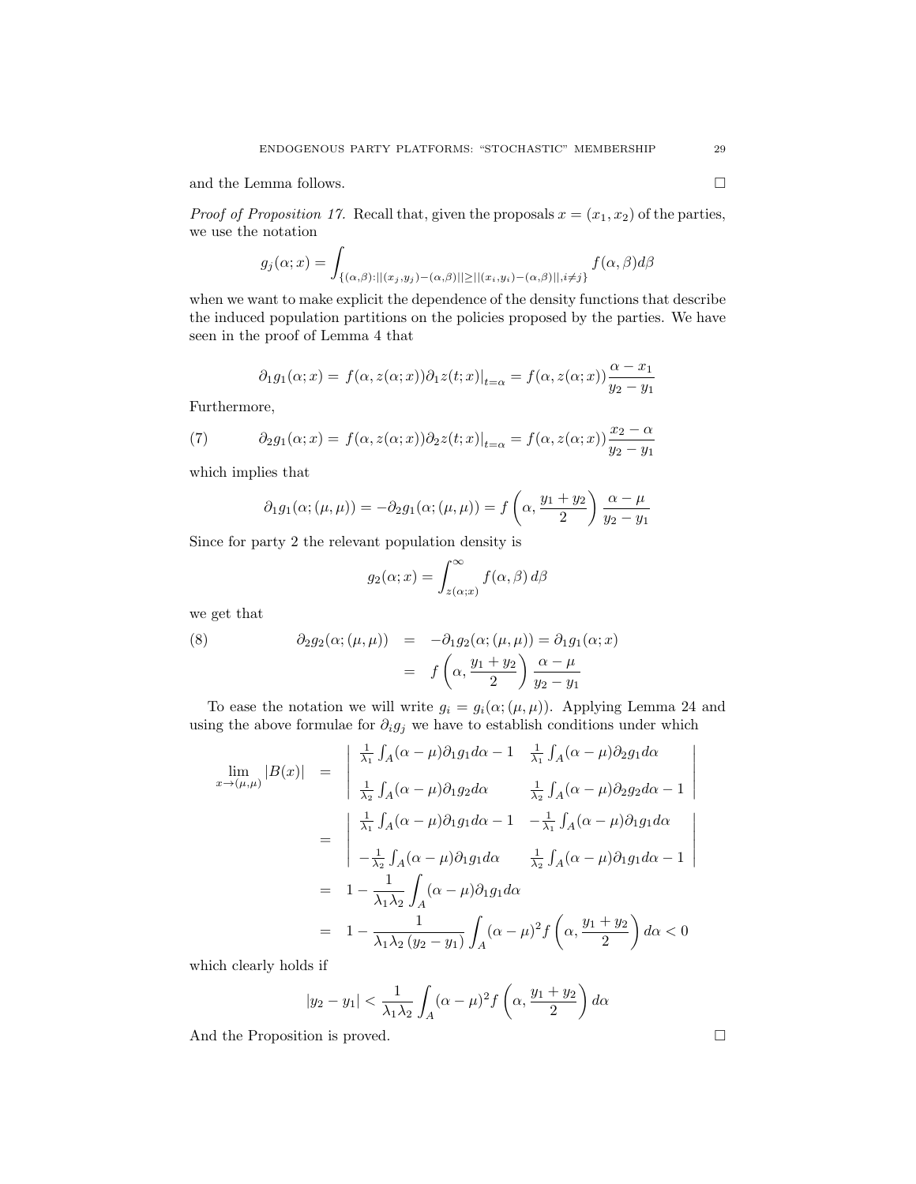and the Lemma follows. $\square$

*Proof of Proposition 17.* Recall that, given the proposals $x = (x_1, x_2)$ of the parties, we use the notation

$$g_j(\alpha; x) = \int_{\{(\alpha,\beta):||(x_j,y_j)-(\alpha,\beta)||\geq||(x_i,y_i)-(\alpha,\beta)||, i\neq j\}} f(\alpha,\beta)d\beta$$

when we want to make explicit the dependence of the density functions that describe the induced population partitions on the policies proposed by the parties. We have seen in the proof of Lemma 4 that

$$\partial_1 g_1(\alpha; x) = f(\alpha, z(\alpha; x))\partial_1 z(t; x)|_{t=\alpha} = f(\alpha, z(\alpha; x))\frac{\alpha - x_1}{y_2 - y_1}$$

Furthermore,

$$\partial_2 g_1(\alpha; x) = f(\alpha, z(\alpha; x))\partial_2 z(t; x)|_{t=\alpha} = f(\alpha, z(\alpha; x))\frac{x_2 - \alpha}{y_2 - y_1} \tag{7}$$

which implies that

$$\partial_1 g_1(\alpha; (\mu, \mu)) = -\partial_2 g_1(\alpha; (\mu, \mu)) = f\left(\alpha, \frac{y_1 + y_2}{2}\right)\frac{\alpha - \mu}{y_2 - y_1}$$

Since for party 2 the relevant population density is

$$g_2(\alpha; x) = \int_{z(\alpha;x)}^{\infty} f(\alpha, \beta)\, d\beta$$

we get that

$$\begin{aligned} \partial_2 g_2(\alpha; (\mu, \mu)) &= -\partial_1 g_2(\alpha; (\mu, \mu)) = \partial_1 g_1(\alpha; x) \\ &= f\left(\alpha, \frac{y_1 + y_2}{2}\right)\frac{\alpha - \mu}{y_2 - y_1} \end{aligned} \tag{8}$$

To ease the notation we will write $g_i = g_i(\alpha; (\mu, \mu))$. Applying Lemma 24 and using the above formulae for $\partial_i g_j$ we have to establish conditions under which

$$\begin{aligned} \lim_{x\to(\mu,\mu)} |B(x)| &= \begin{vmatrix} \frac{1}{\lambda_1}\int_A(\alpha - \mu)\partial_1 g_1 d\alpha - 1 & \frac{1}{\lambda_1}\int_A(\alpha - \mu)\partial_2 g_1 d\alpha \\ \frac{1}{\lambda_2}\int_A(\alpha - \mu)\partial_1 g_2 d\alpha & \frac{1}{\lambda_2}\int_A(\alpha - \mu)\partial_2 g_2 d\alpha - 1 \end{vmatrix} \\ &= \begin{vmatrix} \frac{1}{\lambda_1}\int_A(\alpha - \mu)\partial_1 g_1 d\alpha - 1 & -\frac{1}{\lambda_1}\int_A(\alpha - \mu)\partial_1 g_1 d\alpha \\ -\frac{1}{\lambda_2}\int_A(\alpha - \mu)\partial_1 g_1 d\alpha & \frac{1}{\lambda_2}\int_A(\alpha - \mu)\partial_1 g_1 d\alpha - 1 \end{vmatrix} \\ &= 1 - \frac{1}{\lambda_1\lambda_2}\int_A(\alpha - \mu)\partial_1 g_1 d\alpha \\ &= 1 - \frac{1}{\lambda_1\lambda_2\,(y_2 - y_1)}\int_A(\alpha - \mu)^2 f\left(\alpha, \frac{y_1 + y_2}{2}\right)d\alpha < 0 \end{aligned}$$

which clearly holds if

$$|y_2 - y_1| < \frac{1}{\lambda_1\lambda_2}\int_A(\alpha - \mu)^2 f\left(\alpha, \frac{y_1 + y_2}{2}\right)d\alpha$$

And the Proposition is proved. $\square$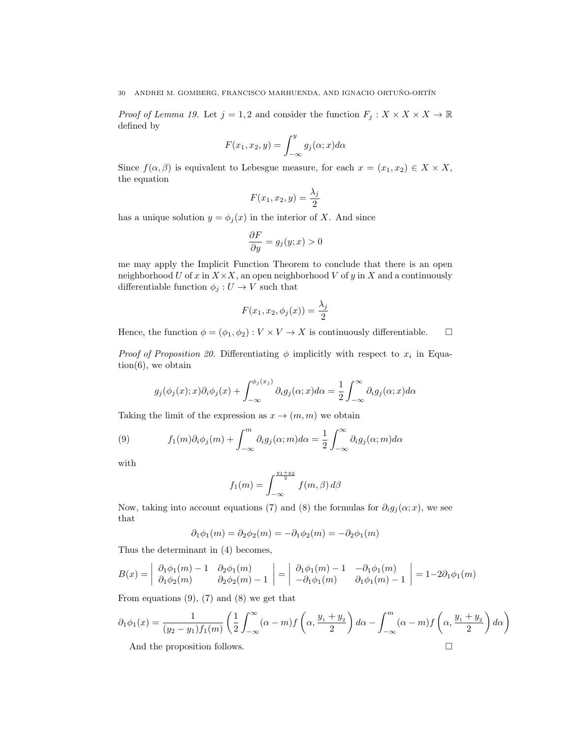*Proof of Lemma 19.* Let $j = 1, 2$ and consider the function $F_j : X \times X \times X \to \mathbb{R}$ defined by

$$F(x_1, x_2, y) = \int_{-\infty}^{y} g_j(\alpha; x) d\alpha$$

Since $f(\alpha, \beta)$ is equivalent to Lebesgue measure, for each $x = (x_1, x_2) \in X \times X$, the equation

$$F(x_1, x_2, y) = \frac{\lambda_j}{2}$$

has a unique solution $y = \phi_j(x)$ in the interior of $X$. And since

$$\frac{\partial F}{\partial y} = g_j(y; x) > 0$$

me may apply the Implicit Function Theorem to conclude that there is an open neighborhood $U$ of $x$ in $X \times X$, an open neighborhood $V$ of $y$ in $X$ and a continuously differentiable function $\phi_j : U \to V$ such that

$$F(x_1, x_2, \phi_j(x)) = \frac{\lambda_j}{2}$$

Hence, the function $\phi = (\phi_1, \phi_2) : V \times V \to X$ is continuously differentiable. □

*Proof of Proposition 20.* Differentiating $\phi$ implicitly with respect to $x_i$ in Equation(6), we obtain

$$g_j(\phi_j(x); x)\partial_i \phi_j(x) + \int_{-\infty}^{\phi_j(x_j)} \partial_i g_j(\alpha; x) d\alpha = \frac{1}{2} \int_{-\infty}^{\infty} \partial_i g_j(\alpha; x) d\alpha$$

Taking the limit of the expression as $x \to (m, m)$ we obtain

$$f_1(m)\partial_i \phi_j(m) + \int_{-\infty}^{m} \partial_i g_j(\alpha; m) d\alpha = \frac{1}{2} \int_{-\infty}^{\infty} \partial_i g_j(\alpha; m) d\alpha \tag{9}$$

with

$$f_1(m) = \int_{-\infty}^{\frac{y_1 + y_2}{2}} f(m, \beta)\, d\beta$$

Now, taking into account equations (7) and (8) the formulas for $\partial_i g_j(\alpha; x)$, we see that

$$\partial_1 \phi_1(m) = \partial_2 \phi_2(m) = -\partial_1 \phi_2(m) = -\partial_2 \phi_1(m)$$

Thus the determinant in (4) becomes,

$$B(x) = \begin{vmatrix} \partial_1 \phi_1(m) - 1 & \partial_2 \phi_1(m) \\ \partial_1 \phi_2(m) & \partial_2 \phi_2(m) - 1 \end{vmatrix} = \begin{vmatrix} \partial_1 \phi_1(m) - 1 & -\partial_1 \phi_1(m) \\ -\partial_1 \phi_1(m) & \partial_1 \phi_1(m) - 1 \end{vmatrix} = 1 - 2\partial_1 \phi_1(m)$$

From equations (9), (7) and (8) we get that

$$\partial_1 \phi_1(x) = \frac{1}{(y_2 - y_1) f_1(m)} \left( \frac{1}{2} \int_{-\infty}^{\infty} (\alpha - m) f\left(\alpha, \frac{y_1 + y_2}{2}\right) d\alpha - \int_{-\infty}^{m} (\alpha - m) f\left(\alpha, \frac{y_1 + y_2}{2}\right) d\alpha \right)$$

And the proposition follows. □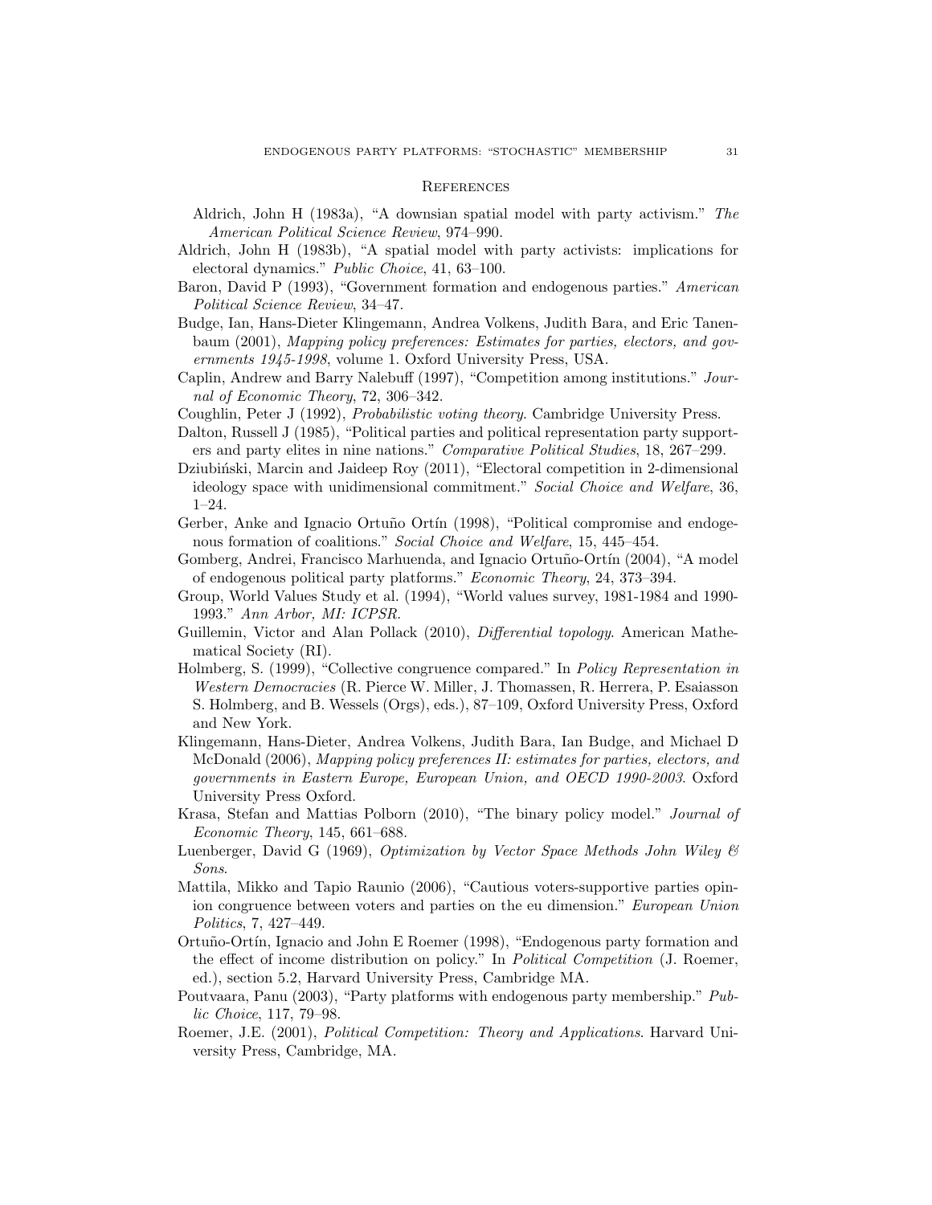## References

Aldrich, John H (1983a), "A downsian spatial model with party activism." *The American Political Science Review*, 974–990.

Aldrich, John H (1983b), "A spatial model with party activists: implications for electoral dynamics." *Public Choice*, 41, 63–100.

Baron, David P (1993), "Government formation and endogenous parties." *American Political Science Review*, 34–47.

Budge, Ian, Hans-Dieter Klingemann, Andrea Volkens, Judith Bara, and Eric Tanenbaum (2001), *Mapping policy preferences: Estimates for parties, electors, and governments 1945-1998*, volume 1. Oxford University Press, USA.

Caplin, Andrew and Barry Nalebuff (1997), "Competition among institutions." *Journal of Economic Theory*, 72, 306–342.

Coughlin, Peter J (1992), *Probabilistic voting theory*. Cambridge University Press.

Dalton, Russell J (1985), "Political parties and political representation party supporters and party elites in nine nations." *Comparative Political Studies*, 18, 267–299.

Dziubiński, Marcin and Jaideep Roy (2011), "Electoral competition in 2-dimensional ideology space with unidimensional commitment." *Social Choice and Welfare*, 36, 1–24.

Gerber, Anke and Ignacio Ortuño Ortín (1998), "Political compromise and endogenous formation of coalitions." *Social Choice and Welfare*, 15, 445–454.

Gomberg, Andrei, Francisco Marhuenda, and Ignacio Ortuño-Ortín (2004), "A model of endogenous political party platforms." *Economic Theory*, 24, 373–394.

Group, World Values Study et al. (1994), "World values survey, 1981-1984 and 1990-1993." *Ann Arbor, MI: ICPSR*.

Guillemin, Victor and Alan Pollack (2010), *Differential topology*. American Mathematical Society (RI).

Holmberg, S. (1999), "Collective congruence compared." In *Policy Representation in Western Democracies* (R. Pierce W. Miller, J. Thomassen, R. Herrera, P. Esaiasson S. Holmberg, and B. Wessels (Orgs), eds.), 87–109, Oxford University Press, Oxford and New York.

Klingemann, Hans-Dieter, Andrea Volkens, Judith Bara, Ian Budge, and Michael D McDonald (2006), *Mapping policy preferences II: estimates for parties, electors, and governments in Eastern Europe, European Union, and OECD 1990-2003*. Oxford University Press Oxford.

Krasa, Stefan and Mattias Polborn (2010), "The binary policy model." *Journal of Economic Theory*, 145, 661–688.

Luenberger, David G (1969), *Optimization by Vector Space Methods John Wiley & Sons*.

Mattila, Mikko and Tapio Raunio (2006), "Cautious voters-supportive parties opinion congruence between voters and parties on the eu dimension." *European Union Politics*, 7, 427–449.

Ortuño-Ortín, Ignacio and John E Roemer (1998), "Endogenous party formation and the effect of income distribution on policy." In *Political Competition* (J. Roemer, ed.), section 5.2, Harvard University Press, Cambridge MA.

Poutvaara, Panu (2003), "Party platforms with endogenous party membership." *Public Choice*, 117, 79–98.

Roemer, J.E. (2001), *Political Competition: Theory and Applications*. Harvard University Press, Cambridge, MA.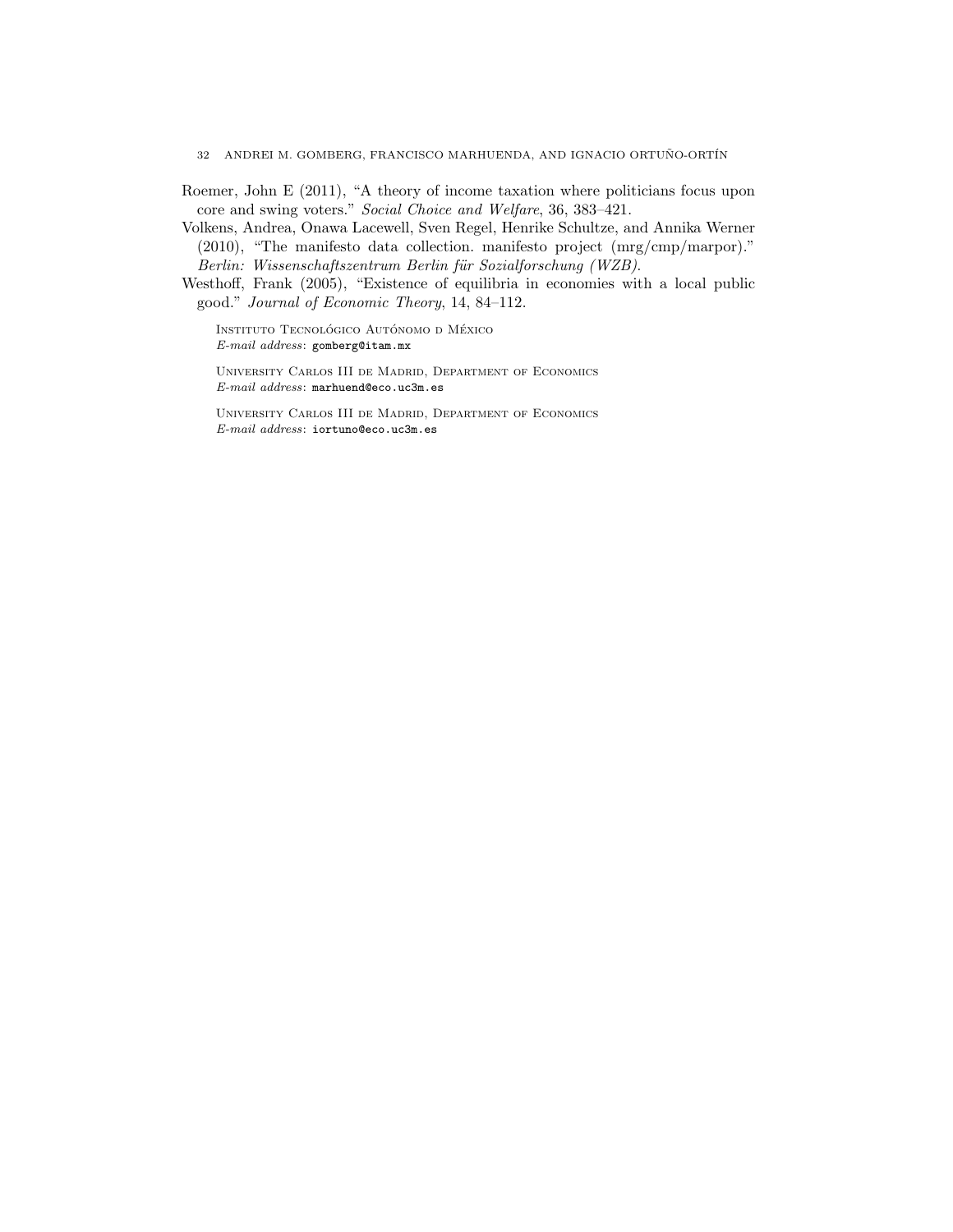Roemer, John E (2011), "A theory of income taxation where politicians focus upon core and swing voters." *Social Choice and Welfare*, 36, 383–421.

Volkens, Andrea, Onawa Lacewell, Sven Regel, Henrike Schultze, and Annika Werner (2010), "The manifesto data collection. manifesto project (mrg/cmp/marpor)." *Berlin: Wissenschaftszentrum Berlin für Sozialforschung (WZB)*.

Westhoff, Frank (2005), "Existence of equilibria in economies with a local public good." *Journal of Economic Theory*, 14, 84–112.

Instituto Tecnológico Autónomo d México
*E-mail address*: gomberg@itam.mx

University Carlos III de Madrid, Department of Economics
*E-mail address*: marhuend@eco.uc3m.es

University Carlos III de Madrid, Department of Economics
*E-mail address*: iortuno@eco.uc3m.es